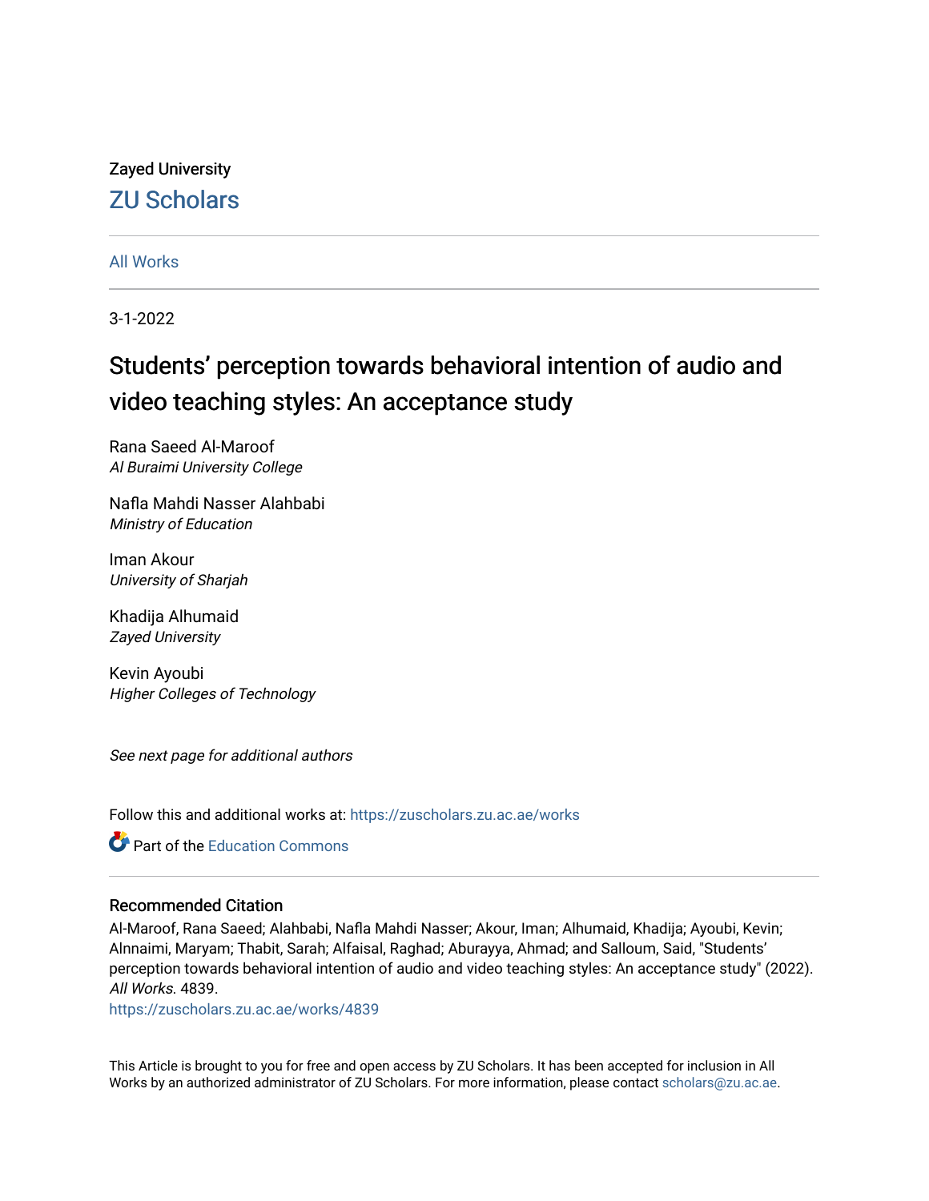Zayed University

ZU Scholars

All Works

3-1-2022

# Students' perception towards behavioral intention of audio and video teaching styles: An acceptance study

Rana Saeed Al-Maroof
*Al Buraimi University College*

Nafla Mahdi Nasser Alahbabi
*Ministry of Education*

Iman Akour
*University of Sharjah*

Khadija Alhumaid
*Zayed University*

Kevin Ayoubi
*Higher Colleges of Technology*

*See next page for additional authors*

Follow this and additional works at: https://zuscholars.zu.ac.ae/works

Part of the Education Commons

## Recommended Citation

Al-Maroof, Rana Saeed; Alahbabi, Nafla Mahdi Nasser; Akour, Iman; Alhumaid, Khadija; Ayoubi, Kevin; Alnnaimi, Maryam; Thabit, Sarah; Alfaisal, Raghad; Aburayya, Ahmad; and Salloum, Said, "Students' perception towards behavioral intention of audio and video teaching styles: An acceptance study" (2022). *All Works*. 4839.
https://zuscholars.zu.ac.ae/works/4839

This Article is brought to you for free and open access by ZU Scholars. It has been accepted for inclusion in All Works by an authorized administrator of ZU Scholars. For more information, please contact scholars@zu.ac.ae.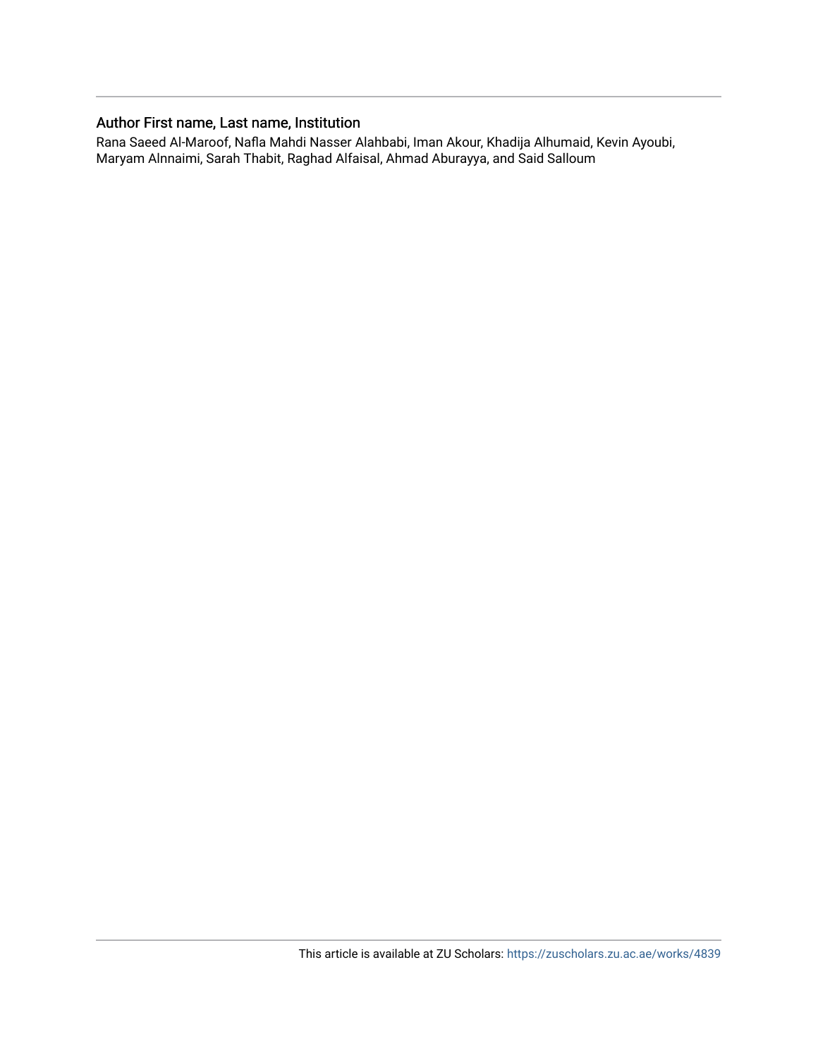## Author First name, Last name, Institution

Rana Saeed Al-Maroof, Nafla Mahdi Nasser Alahbabi, Iman Akour, Khadija Alhumaid, Kevin Ayoubi, Maryam Alnnaimi, Sarah Thabit, Raghad Alfaisal, Ahmad Aburayya, and Said Salloum

This article is available at ZU Scholars: https://zuscholars.zu.ac.ae/works/4839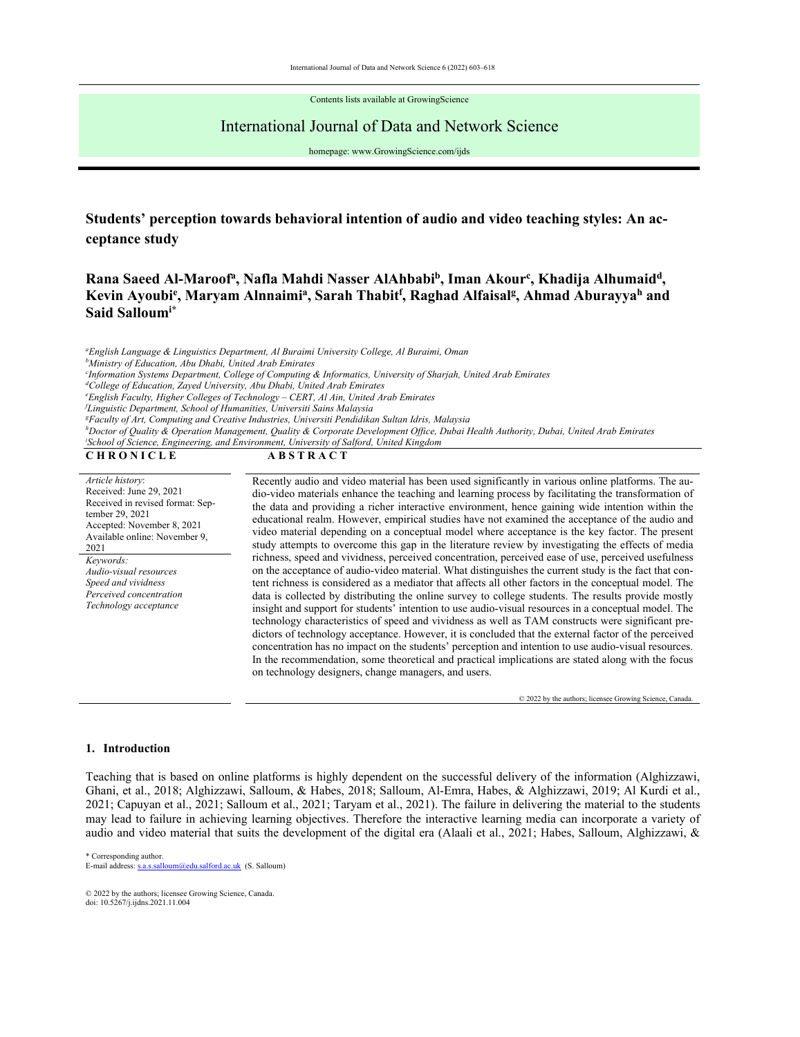Contents lists available at GrowingScience

# International Journal of Data and Network Science

homepage: www.GrowingScience.com/ijds

## Students' perception towards behavioral intention of audio and video teaching styles: An acceptance study

**Rana Saeed Al-Maroof[a], Nafla Mahdi Nasser AlAhbabi[b], Iman Akour[c], Khadija Alhumaid[d], Kevin Ayoubi[e], Maryam Alnnaimi[a], Sarah Thabit[f], Raghad Alfaisal[g], Ahmad Aburayya[h] and Said Salloum[i*]**

*[a]English Language & Linguistics Department, Al Buraimi University College, Al Buraimi, Oman*
*[b]Ministry of Education, Abu Dhabi, United Arab Emirates*
*[c]Information Systems Department, College of Computing & Informatics, University of Sharjah, United Arab Emirates*
*[d]College of Education, Zayed University, Abu Dhabi, United Arab Emirates*
*[e]English Faculty, Higher Colleges of Technology – CERT, Al Ain, United Arab Emirates*
*[f]Linguistic Department, School of Humanities, Universiti Sains Malaysia*
*[g]Faculty of Art, Computing and Creative Industries, Universiti Pendidikan Sultan Idris, Malaysia*
*[h]Doctor of Quality & Operation Management, Quality & Corporate Development Office, Dubai Health Authority, Dubai, United Arab Emirates*
*[i]School of Science, Engineering, and Environment, University of Salford, United Kingdom*

**C H R O N I C L E**

*Article history*:
Received: June 29, 2021
Received in revised format: September 29, 2021
Accepted: November 8, 2021
Available online: November 9, 2021

*Keywords:*
*Audio-visual resources*
*Speed and vividness*
*Perceived concentration*
*Technology acceptance*

**A B S T R A C T**

Recently audio and video material has been used significantly in various online platforms. The audio-video materials enhance the teaching and learning process by facilitating the transformation of the data and providing a richer interactive environment, hence gaining wide intention within the educational realm. However, empirical studies have not examined the acceptance of the audio and video material depending on a conceptual model where acceptance is the key factor. The present study attempts to overcome this gap in the literature review by investigating the effects of media richness, speed and vividness, perceived concentration, perceived ease of use, perceived usefulness on the acceptance of audio-video material. What distinguishes the current study is the fact that content richness is considered as a mediator that affects all other factors in the conceptual model. The data is collected by distributing the online survey to college students. The results provide mostly insight and support for students' intention to use audio-visual resources in a conceptual model. The technology characteristics of speed and vividness as well as TAM constructs were significant predictors of technology acceptance. However, it is concluded that the external factor of the perceived concentration has no impact on the students' perception and intention to use audio-visual resources. In the recommendation, some theoretical and practical implications are stated along with the focus on technology designers, change managers, and users.

© 2022 by the authors; licensee Growing Science, Canada.

## 1. Introduction

Teaching that is based on online platforms is highly dependent on the successful delivery of the information (Alghizzawi, Ghani, et al., 2018; Alghizzawi, Salloum, & Habes, 2018; Salloum, Al-Emra, Habes, & Alghizzawi, 2019; Al Kurdi et al., 2021; Capuyan et al., 2021; Salloum et al., 2021; Taryam et al., 2021). The failure in delivering the material to the students may lead to failure in achieving learning objectives. Therefore the interactive learning media can incorporate a variety of audio and video material that suits the development of the digital era (Alaali et al., 2021; Habes, Salloum, Alghizzawi, &

\* Corresponding author.
E-mail address: s.a.s.salloum@edu.salford.ac.uk (S. Salloum)

© 2022 by the authors; licensee Growing Science, Canada.
doi: 10.5267/j.ijdns.2021.11.004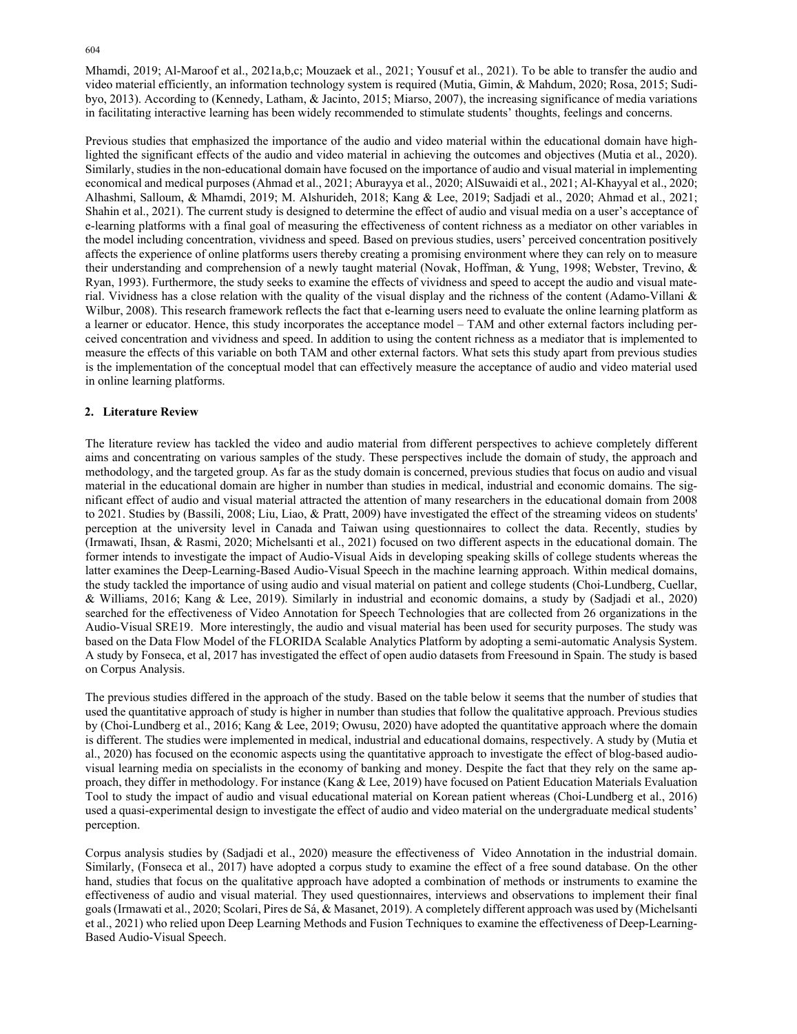Mhamdi, 2019; Al-Maroof et al., 2021a,b,c; Mouzaek et al., 2021; Yousuf et al., 2021). To be able to transfer the audio and video material efficiently, an information technology system is required (Mutia, Gimin, & Mahdum, 2020; Rosa, 2015; Sudibyo, 2013). According to (Kennedy, Latham, & Jacinto, 2015; Miarso, 2007), the increasing significance of media variations in facilitating interactive learning has been widely recommended to stimulate students' thoughts, feelings and concerns.

Previous studies that emphasized the importance of the audio and video material within the educational domain have highlighted the significant effects of the audio and video material in achieving the outcomes and objectives (Mutia et al., 2020). Similarly, studies in the non-educational domain have focused on the importance of audio and visual material in implementing economical and medical purposes (Ahmad et al., 2021; Aburayya et al., 2020; AlSuwaidi et al., 2021; Al-Khayyal et al., 2020; Alhashmi, Salloum, & Mhamdi, 2019; M. Alshurideh, 2018; Kang & Lee, 2019; Sadjadi et al., 2020; Ahmad et al., 2021; Shahin et al., 2021). The current study is designed to determine the effect of audio and visual media on a user's acceptance of e-learning platforms with a final goal of measuring the effectiveness of content richness as a mediator on other variables in the model including concentration, vividness and speed. Based on previous studies, users' perceived concentration positively affects the experience of online platforms users thereby creating a promising environment where they can rely on to measure their understanding and comprehension of a newly taught material (Novak, Hoffman, & Yung, 1998; Webster, Trevino, & Ryan, 1993). Furthermore, the study seeks to examine the effects of vividness and speed to accept the audio and visual material. Vividness has a close relation with the quality of the visual display and the richness of the content (Adamo-Villani & Wilbur, 2008). This research framework reflects the fact that e-learning users need to evaluate the online learning platform as a learner or educator. Hence, this study incorporates the acceptance model – TAM and other external factors including perceived concentration and vividness and speed. In addition to using the content richness as a mediator that is implemented to measure the effects of this variable on both TAM and other external factors. What sets this study apart from previous studies is the implementation of the conceptual model that can effectively measure the acceptance of audio and video material used in online learning platforms.

## 2. Literature Review

The literature review has tackled the video and audio material from different perspectives to achieve completely different aims and concentrating on various samples of the study. These perspectives include the domain of study, the approach and methodology, and the targeted group. As far as the study domain is concerned, previous studies that focus on audio and visual material in the educational domain are higher in number than studies in medical, industrial and economic domains. The significant effect of audio and visual material attracted the attention of many researchers in the educational domain from 2008 to 2021. Studies by (Bassili, 2008; Liu, Liao, & Pratt, 2009) have investigated the effect of the streaming videos on students' perception at the university level in Canada and Taiwan using questionnaires to collect the data. Recently, studies by (Irmawati, Ihsan, & Rasmi, 2020; Michelsanti et al., 2021) focused on two different aspects in the educational domain. The former intends to investigate the impact of Audio-Visual Aids in developing speaking skills of college students whereas the latter examines the Deep-Learning-Based Audio-Visual Speech in the machine learning approach. Within medical domains, the study tackled the importance of using audio and visual material on patient and college students (Choi-Lundberg, Cuellar, & Williams, 2016; Kang & Lee, 2019). Similarly in industrial and economic domains, a study by (Sadjadi et al., 2020) searched for the effectiveness of Video Annotation for Speech Technologies that are collected from 26 organizations in the Audio-Visual SRE19. More interestingly, the audio and visual material has been used for security purposes. The study was based on the Data Flow Model of the FLORIDA Scalable Analytics Platform by adopting a semi-automatic Analysis System. A study by Fonseca, et al, 2017 has investigated the effect of open audio datasets from Freesound in Spain. The study is based on Corpus Analysis.

The previous studies differed in the approach of the study. Based on the table below it seems that the number of studies that used the quantitative approach of study is higher in number than studies that follow the qualitative approach. Previous studies by (Choi-Lundberg et al., 2016; Kang & Lee, 2019; Owusu, 2020) have adopted the quantitative approach where the domain is different. The studies were implemented in medical, industrial and educational domains, respectively. A study by (Mutia et al., 2020) has focused on the economic aspects using the quantitative approach to investigate the effect of blog-based audio-visual learning media on specialists in the economy of banking and money. Despite the fact that they rely on the same approach, they differ in methodology. For instance (Kang & Lee, 2019) have focused on Patient Education Materials Evaluation Tool to study the impact of audio and visual educational material on Korean patient whereas (Choi-Lundberg et al., 2016) used a quasi-experimental design to investigate the effect of audio and video material on the undergraduate medical students' perception.

Corpus analysis studies by (Sadjadi et al., 2020) measure the effectiveness of Video Annotation in the industrial domain. Similarly, (Fonseca et al., 2017) have adopted a corpus study to examine the effect of a free sound database. On the other hand, studies that focus on the qualitative approach have adopted a combination of methods or instruments to examine the effectiveness of audio and visual material. They used questionnaires, interviews and observations to implement their final goals (Irmawati et al., 2020; Scolari, Pires de Sá, & Masanet, 2019). A completely different approach was used by (Michelsanti et al., 2021) who relied upon Deep Learning Methods and Fusion Techniques to examine the effectiveness of Deep-Learning-Based Audio-Visual Speech.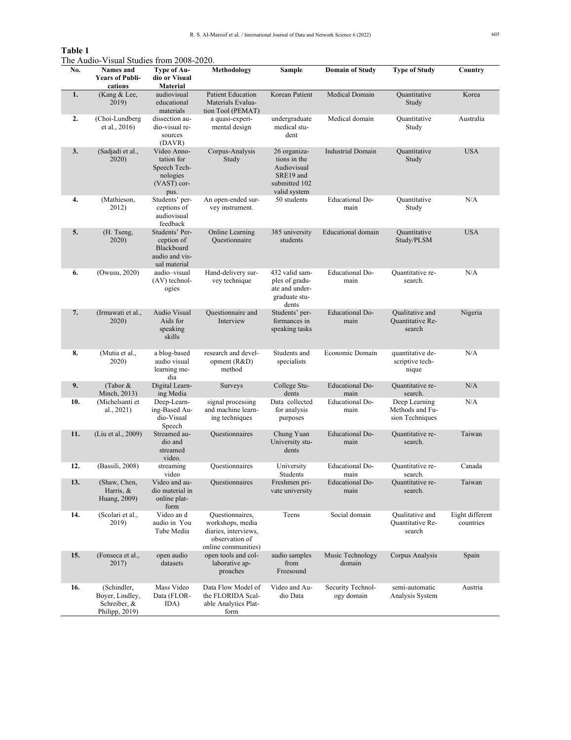**Table 1**
The Audio-Visual Studies from 2008-2020.

| No. | Names and Years of Publications | Type of Audio or Visual Material | Methodology | Sample | Domain of Study | Type of Study | Country |
|---|---|---|---|---|---|---|---|
| 1. | (Kang & Lee, 2019) | audiovisual educational materials | Patient Education Materials Evaluation Tool (PEMAT) | Korean Patient | Medical Domain | Quantitative Study | Korea |
| 2. | (Choi-Lundberg et al., 2016) | dissection audio-visual resources (DAVR) | a quasi-experimental design | undergraduate medical student | Medical domain | Quantitative Study | Australia |
| 3. | (Sadjadi et al., 2020) | Video Annotation for Speech Technologies (VAST) corpus. | Corpus-Analysis Study | 26 organizations in the Audiovisual SRE19 and submitted 102 valid system | Industrial Domain | Quantitative Study | USA |
| 4. | (Mathieson, 2012) | Students' perceptions of audiovisual feedback | An open-ended survey instrument. | 50 students | Educational Domain | Quantitative Study | N/A |
| 5. | (H. Tseng, 2020) | Students' Perception of Blackboard audio and visual material | Online Learning Questionnaire | 385 university students | Educational domain | Quantitative Study/PLSM | USA |
| 6. | (Owusu, 2020) | audio–visual (AV) technologies | Hand-delivery survey technique | 432 valid samples of graduate and undergraduate students | Educational Domain | Quantitative research. | N/A |
| 7. | (Irmawati et al., 2020) | Audio Visual Aids for speaking skills | Questionnaire and Interview | Students' performances in speaking tasks | Educational Domain | Qualitative and Quantitative Research | Nigeria |
| 8. | (Mutia et al., 2020) | a blog-based audio visual learning media | research and development (R&D) method | Students and specialists | Economic Domain | quantitative descriptive technique | N/A |
| 9. | (Tabor & Minch, 2013) | Digital Learning Media | Surveys | College Students | Educational Domain | Quantitative research. | N/A |
| 10. | (Michelsanti et al., 2021) | Deep-Learning-Based Audio-Visual Speech | signal processing and machine learning techniques | Data collected for analysis purposes | Educational Domain | Deep Learning Methods and Fusion Techniques | N/A |
| 11. | (Liu et al., 2009) | Streamed audio and streamed video. | Questionnaires | Chung Yuan University students | Educational Domain | Quantitative research. | Taiwan |
| 12. | (Bassili, 2008) | streaming video | Questionnaires | University Students | Educational Domain | Quantitative research. | Canada |
| 13. | (Shaw, Chen, Harris, & Huang, 2009) | Video and audio material in online platform | Questionnaires | Freshmen private university | Educational Domain | Quantitative research. | Taiwan |
| 14. | (Scolari et al., 2019) | Video an d audio in You Tube Media | Questionnaires, workshops, media diaries, interviews, observation of online communities) | Teens | Social domain | Qualitative and Quantitative Research | Eight different countries |
| 15. | (Fonseca et al., 2017) | open audio datasets | open tools and collaborative approaches | audio samples from Freesound | Music Technology domain | Corpus Analysis | Spain |
| 16. | (Schindler, Boyer, Lindley, Schreiber, & Philipp, 2019) | Mass Video Data (FLORIDA) | Data Flow Model of the FLORIDA Scalable Analytics Platform | Video and Audio Data | Security Technology domain | semi-automatic Analysis System | Austria |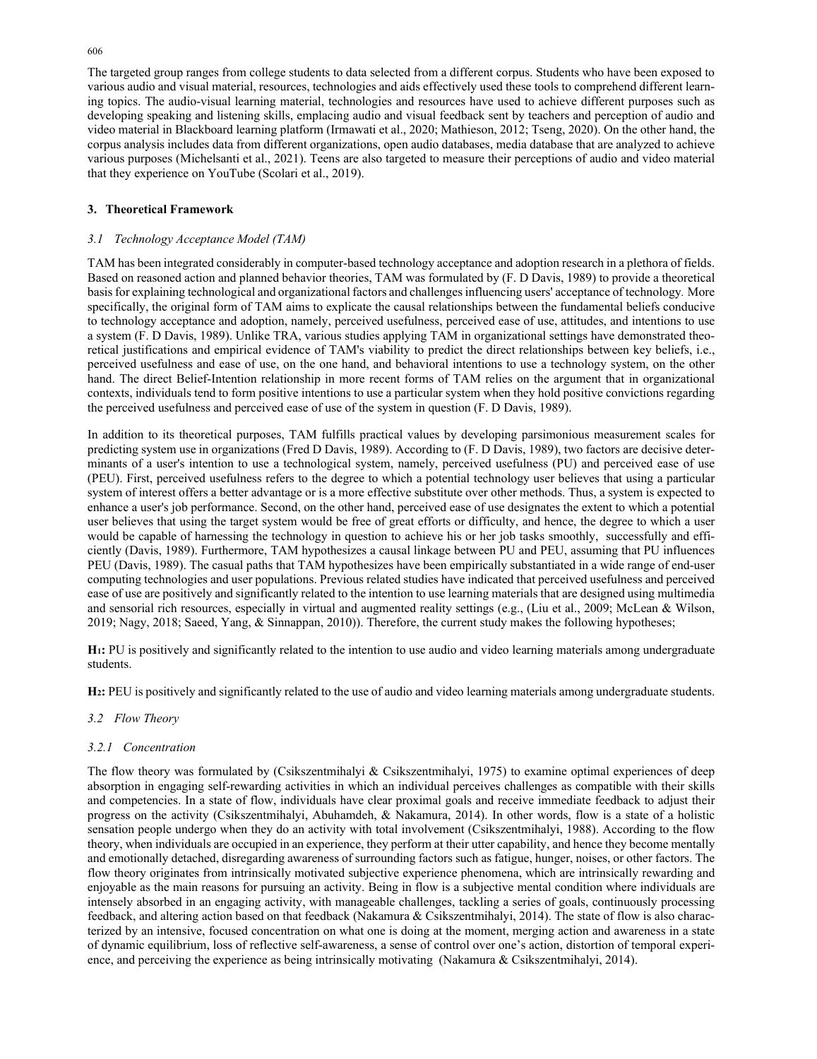The targeted group ranges from college students to data selected from a different corpus. Students who have been exposed to various audio and visual material, resources, technologies and aids effectively used these tools to comprehend different learning topics. The audio-visual learning material, technologies and resources have used to achieve different purposes such as developing speaking and listening skills, emplacing audio and visual feedback sent by teachers and perception of audio and video material in Blackboard learning platform (Irmawati et al., 2020; Mathieson, 2012; Tseng, 2020). On the other hand, the corpus analysis includes data from different organizations, open audio databases, media database that are analyzed to achieve various purposes (Michelsanti et al., 2021). Teens are also targeted to measure their perceptions of audio and video material that they experience on YouTube (Scolari et al., 2019).

## 3. Theoretical Framework

### *3.1 Technology Acceptance Model (TAM)*

TAM has been integrated considerably in computer-based technology acceptance and adoption research in a plethora of fields. Based on reasoned action and planned behavior theories, TAM was formulated by (F. D Davis, 1989) to provide a theoretical basis for explaining technological and organizational factors and challenges influencing users' acceptance of technology. More specifically, the original form of TAM aims to explicate the causal relationships between the fundamental beliefs conducive to technology acceptance and adoption, namely, perceived usefulness, perceived ease of use, attitudes, and intentions to use a system (F. D Davis, 1989). Unlike TRA, various studies applying TAM in organizational settings have demonstrated theoretical justifications and empirical evidence of TAM's viability to predict the direct relationships between key beliefs, i.e., perceived usefulness and ease of use, on the one hand, and behavioral intentions to use a technology system, on the other hand. The direct Belief-Intention relationship in more recent forms of TAM relies on the argument that in organizational contexts, individuals tend to form positive intentions to use a particular system when they hold positive convictions regarding the perceived usefulness and perceived ease of use of the system in question (F. D Davis, 1989).

In addition to its theoretical purposes, TAM fulfills practical values by developing parsimonious measurement scales for predicting system use in organizations (Fred D Davis, 1989). According to (F. D Davis, 1989), two factors are decisive determinants of a user's intention to use a technological system, namely, perceived usefulness (PU) and perceived ease of use (PEU). First, perceived usefulness refers to the degree to which a potential technology user believes that using a particular system of interest offers a better advantage or is a more effective substitute over other methods. Thus, a system is expected to enhance a user's job performance. Second, on the other hand, perceived ease of use designates the extent to which a potential user believes that using the target system would be free of great efforts or difficulty, and hence, the degree to which a user would be capable of harnessing the technology in question to achieve his or her job tasks smoothly, successfully and efficiently (Davis, 1989). Furthermore, TAM hypothesizes a causal linkage between PU and PEU, assuming that PU influences PEU (Davis, 1989). The casual paths that TAM hypothesizes have been empirically substantiated in a wide range of end-user computing technologies and user populations. Previous related studies have indicated that perceived usefulness and perceived ease of use are positively and significantly related to the intention to use learning materials that are designed using multimedia and sensorial rich resources, especially in virtual and augmented reality settings (e.g., (Liu et al., 2009; McLean & Wilson, 2019; Nagy, 2018; Saeed, Yang, & Sinnappan, 2010)). Therefore, the current study makes the following hypotheses;

**H1:** PU is positively and significantly related to the intention to use audio and video learning materials among undergraduate students.

**H2:** PEU is positively and significantly related to the use of audio and video learning materials among undergraduate students.

### *3.2 Flow Theory*

#### *3.2.1 Concentration*

The flow theory was formulated by (Csikszentmihalyi & Csikszentmihalyi, 1975) to examine optimal experiences of deep absorption in engaging self-rewarding activities in which an individual perceives challenges as compatible with their skills and competencies. In a state of flow, individuals have clear proximal goals and receive immediate feedback to adjust their progress on the activity (Csikszentmihalyi, Abuhamdeh, & Nakamura, 2014). In other words, flow is a state of a holistic sensation people undergo when they do an activity with total involvement (Csikszentmihalyi, 1988). According to the flow theory, when individuals are occupied in an experience, they perform at their utter capability, and hence they become mentally and emotionally detached, disregarding awareness of surrounding factors such as fatigue, hunger, noises, or other factors. The flow theory originates from intrinsically motivated subjective experience phenomena, which are intrinsically rewarding and enjoyable as the main reasons for pursuing an activity. Being in flow is a subjective mental condition where individuals are intensely absorbed in an engaging activity, with manageable challenges, tackling a series of goals, continuously processing feedback, and altering action based on that feedback (Nakamura & Csikszentmihalyi, 2014). The state of flow is also characterized by an intensive, focused concentration on what one is doing at the moment, merging action and awareness in a state of dynamic equilibrium, loss of reflective self-awareness, a sense of control over one's action, distortion of temporal experience, and perceiving the experience as being intrinsically motivating (Nakamura & Csikszentmihalyi, 2014).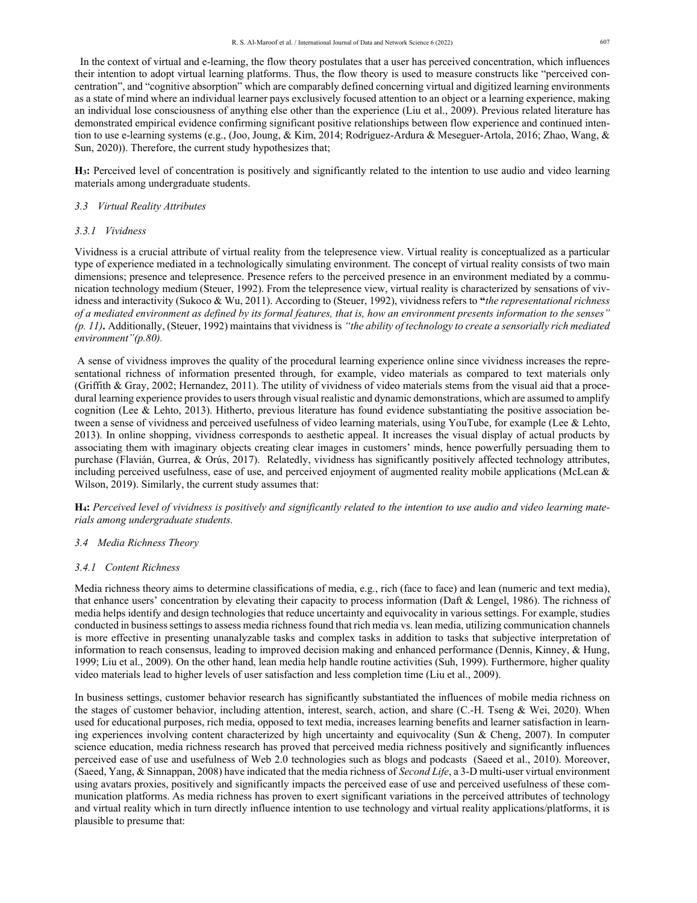In the context of virtual and e-learning, the flow theory postulates that a user has perceived concentration, which influences their intention to adopt virtual learning platforms. Thus, the flow theory is used to measure constructs like "perceived concentration", and "cognitive absorption" which are comparably defined concerning virtual and digitized learning environments as a state of mind where an individual learner pays exclusively focused attention to an object or a learning experience, making an individual lose consciousness of anything else other than the experience (Liu et al., 2009). Previous related literature has demonstrated empirical evidence confirming significant positive relationships between flow experience and continued intention to use e-learning systems (e.g., (Joo, Joung, & Kim, 2014; Rodríguez-Ardura & Meseguer-Artola, 2016; Zhao, Wang, & Sun, 2020)). Therefore, the current study hypothesizes that;

**H$_3$:** Perceived level of concentration is positively and significantly related to the intention to use audio and video learning materials among undergraduate students.

### *3.3 Virtual Reality Attributes*

#### *3.3.1 Vividness*

Vividness is a crucial attribute of virtual reality from the telepresence view. Virtual reality is conceptualized as a particular type of experience mediated in a technologically simulating environment. The concept of virtual reality consists of two main dimensions; presence and telepresence. Presence refers to the perceived presence in an environment mediated by a communication technology medium (Steuer, 1992). From the telepresence view, virtual reality is characterized by sensations of vividness and interactivity (Sukoco & Wu, 2011). According to (Steuer, 1992), vividness refers to **"***the representational richness of a mediated environment as defined by its formal features, that is, how an environment presents information to the senses" (p. 11)***.** Additionally, (Steuer, 1992) maintains that vividness is *"the ability of technology to create a sensorially rich mediated environment"(p.80).*

A sense of vividness improves the quality of the procedural learning experience online since vividness increases the representational richness of information presented through, for example, video materials as compared to text materials only (Griffith & Gray, 2002; Hernandez, 2011). The utility of vividness of video materials stems from the visual aid that a procedural learning experience provides to users through visual realistic and dynamic demonstrations, which are assumed to amplify cognition (Lee & Lehto, 2013). Hitherto, previous literature has found evidence substantiating the positive association between a sense of vividness and perceived usefulness of video learning materials, using YouTube, for example (Lee & Lehto, 2013). In online shopping, vividness corresponds to aesthetic appeal. It increases the visual display of actual products by associating them with imaginary objects creating clear images in customers' minds, hence powerfully persuading them to purchase (Flavián, Gurrea, & Orús, 2017). Relatedly, vividness has significantly positively affected technology attributes, including perceived usefulness, ease of use, and perceived enjoyment of augmented reality mobile applications (McLean & Wilson, 2019). Similarly, the current study assumes that:

**H$_4$:** *Perceived level of vividness is positively and significantly related to the intention to use audio and video learning materials among undergraduate students.*

### *3.4 Media Richness Theory*

#### *3.4.1 Content Richness*

Media richness theory aims to determine classifications of media, e.g., rich (face to face) and lean (numeric and text media), that enhance users' concentration by elevating their capacity to process information (Daft & Lengel, 1986). The richness of media helps identify and design technologies that reduce uncertainty and equivocality in various settings. For example, studies conducted in business settings to assess media richness found that rich media vs. lean media, utilizing communication channels is more effective in presenting unanalyzable tasks and complex tasks in addition to tasks that subjective interpretation of information to reach consensus, leading to improved decision making and enhanced performance (Dennis, Kinney, & Hung, 1999; Liu et al., 2009). On the other hand, lean media help handle routine activities (Suh, 1999). Furthermore, higher quality video materials lead to higher levels of user satisfaction and less completion time (Liu et al., 2009).

In business settings, customer behavior research has significantly substantiated the influences of mobile media richness on the stages of customer behavior, including attention, interest, search, action, and share (C.-H. Tseng & Wei, 2020). When used for educational purposes, rich media, opposed to text media, increases learning benefits and learner satisfaction in learning experiences involving content characterized by high uncertainty and equivocality (Sun & Cheng, 2007). In computer science education, media richness research has proved that perceived media richness positively and significantly influences perceived ease of use and usefulness of Web 2.0 technologies such as blogs and podcasts (Saeed et al., 2010). Moreover, (Saeed, Yang, & Sinnappan, 2008) have indicated that the media richness of *Second Life*, a 3-D multi-user virtual environment using avatars proxies, positively and significantly impacts the perceived ease of use and perceived usefulness of these communication platforms. As media richness has proven to exert significant variations in the perceived attributes of technology and virtual reality which in turn directly influence intention to use technology and virtual reality applications/platforms, it is plausible to presume that: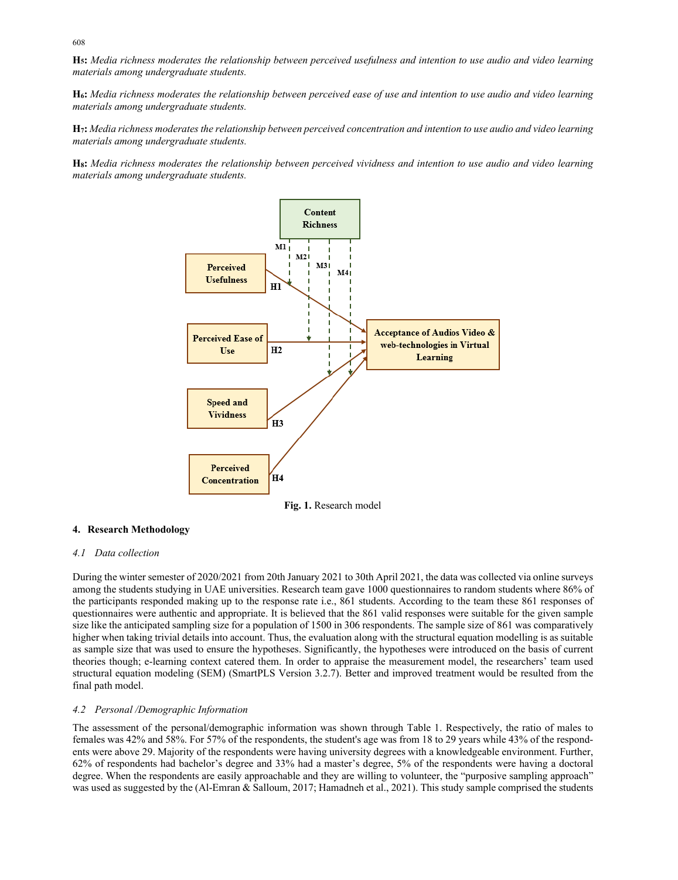**H5:** *Media richness moderates the relationship between perceived usefulness and intention to use audio and video learning materials among undergraduate students.*

**H6:** *Media richness moderates the relationship between perceived ease of use and intention to use audio and video learning materials among undergraduate students.*

**H7:** *Media richness moderates the relationship between perceived concentration and intention to use audio and video learning materials among undergraduate students.*

**H8:** *Media richness moderates the relationship between perceived vividness and intention to use audio and video learning materials among undergraduate students.*

**Fig. 1.** Research model

## 4. Research Methodology

### *4.1 Data collection*

During the winter semester of 2020/2021 from 20th January 2021 to 30th April 2021, the data was collected via online surveys among the students studying in UAE universities. Research team gave 1000 questionnaires to random students where 86% of the participants responded making up to the response rate i.e., 861 students. According to the team these 861 responses of questionnaires were authentic and appropriate. It is believed that the 861 valid responses were suitable for the given sample size like the anticipated sampling size for a population of 1500 in 306 respondents. The sample size of 861 was comparatively higher when taking trivial details into account. Thus, the evaluation along with the structural equation modelling is as suitable as sample size that was used to ensure the hypotheses. Significantly, the hypotheses were introduced on the basis of current theories though; e-learning context catered them. In order to appraise the measurement model, the researchers' team used structural equation modeling (SEM) (SmartPLS Version 3.2.7). Better and improved treatment would be resulted from the final path model.

### *4.2 Personal /Demographic Information*

The assessment of the personal/demographic information was shown through Table 1. Respectively, the ratio of males to females was 42% and 58%. For 57% of the respondents, the student's age was from 18 to 29 years while 43% of the respondents were above 29. Majority of the respondents were having university degrees with a knowledgeable environment. Further, 62% of respondents had bachelor's degree and 33% had a master's degree, 5% of the respondents were having a doctoral degree. When the respondents are easily approachable and they are willing to volunteer, the "purposive sampling approach" was used as suggested by the (Al-Emran & Salloum, 2017; Hamadneh et al., 2021). This study sample comprised the students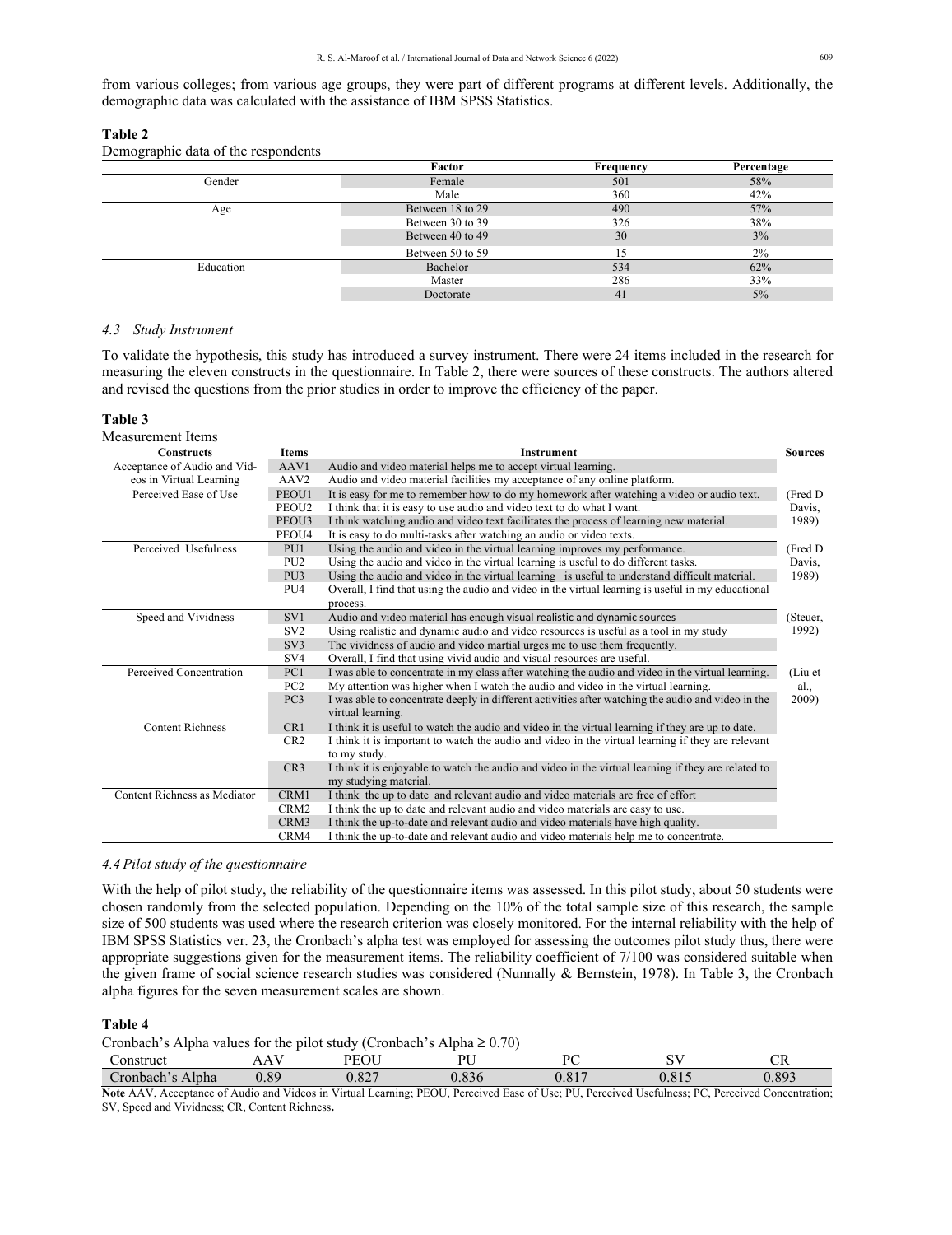from various colleges; from various age groups, they were part of different programs at different levels. Additionally, the demographic data was calculated with the assistance of IBM SPSS Statistics.

**Table 2**
Demographic data of the respondents

| | Factor | Frequency | Percentage |
|---|---|---|---|
| Gender | Female | 501 | 58% |
| | Male | 360 | 42% |
| Age | Between 18 to 29 | 490 | 57% |
| | Between 30 to 39 | 326 | 38% |
| | Between 40 to 49 | 30 | 3% |
| | Between 50 to 59 | 15 | 2% |
| Education | Bachelor | 534 | 62% |
| | Master | 286 | 33% |
| | Doctorate | 41 | 5% |

### 4.3 Study Instrument

To validate the hypothesis, this study has introduced a survey instrument. There were 24 items included in the research for measuring the eleven constructs in the questionnaire. In Table 2, there were sources of these constructs. The authors altered and revised the questions from the prior studies in order to improve the efficiency of the paper.

**Table 3**
Measurement Items

| Constructs | Items | Instrument | Sources |
|---|---|---|---|
| Acceptance of Audio and Videos in Virtual Learning | AAV1 | Audio and video material helps me to accept virtual learning. | |
| | AAV2 | Audio and video material facilities my acceptance of any online platform. | |
| Perceived Ease of Use | PEOU1 | It is easy for me to remember how to do my homework after watching a video or audio text. | (Fred D Davis, 1989) |
| | PEOU2 | I think that it is easy to use audio and video text to do what I want. | |
| | PEOU3 | I think watching audio and video text facilitates the process of learning new material. | |
| | PEOU4 | It is easy to do multi-tasks after watching an audio or video texts. | |
| Perceived Usefulness | PU1 | Using the audio and video in the virtual learning improves my performance. | (Fred D Davis, 1989) |
| | PU2 | Using the audio and video in the virtual learning is useful to do different tasks. | |
| | PU3 | Using the audio and video in the virtual learning is useful to understand difficult material. | |
| | PU4 | Overall, I find that using the audio and video in the virtual learning is useful in my educational process. | |
| Speed and Vividness | SV1 | Audio and video material has enough visual realistic and dynamic sources | (Steuer, 1992) |
| | SV2 | Using realistic and dynamic audio and video resources is useful as a tool in my study | |
| | SV3 | The vividness of audio and video martial urges me to use them frequently. | |
| | SV4 | Overall, I find that using vivid audio and visual resources are useful. | |
| Perceived Concentration | PC1 | I was able to concentrate in my class after watching the audio and video in the virtual learning. | (Liu et al., 2009) |
| | PC2 | My attention was higher when I watch the audio and video in the virtual learning. | |
| | PC3 | I was able to concentrate deeply in different activities after watching the audio and video in the virtual learning. | |
| Content Richness | CR1 | I think it is useful to watch the audio and video in the virtual learning if they are up to date. | |
| | CR2 | I think it is important to watch the audio and video in the virtual learning if they are relevant to my study. | |
| | CR3 | I think it is enjoyable to watch the audio and video in the virtual learning if they are related to my studying material. | |
| Content Richness as Mediator | CRM1 | I think the up to date and relevant audio and video materials are free of effort | |
| | CRM2 | I think the up to date and relevant audio and video materials are easy to use. | |
| | CRM3 | I think the up-to-date and relevant audio and video materials have high quality. | |
| | CRM4 | I think the up-to-date and relevant audio and video materials help me to concentrate. | |

### 4.4 Pilot study of the questionnaire

With the help of pilot study, the reliability of the questionnaire items was assessed. In this pilot study, about 50 students were chosen randomly from the selected population. Depending on the 10% of the total sample size of this research, the sample size of 500 students was used where the research criterion was closely monitored. For the internal reliability with the help of IBM SPSS Statistics ver. 23, the Cronbach's alpha test was employed for assessing the outcomes pilot study thus, there were appropriate suggestions given for the measurement items. The reliability coefficient of 7/100 was considered suitable when the given frame of social science research studies was considered (Nunnally & Bernstein, 1978). In Table 3, the Cronbach alpha figures for the seven measurement scales are shown.

**Table 4**
Cronbach's Alpha values for the pilot study (Cronbach's Alpha ≥ 0.70)

| Construct | AAV | PEOU | PU | PC | SV | CR |
|---|---|---|---|---|---|---|
| Cronbach's Alpha | 0.89 | 0.827 | 0.836 | 0.817 | 0.815 | 0.893 |

**Note** AAV, Acceptance of Audio and Videos in Virtual Learning; PEOU, Perceived Ease of Use; PU, Perceived Usefulness; PC, Perceived Concentration; SV, Speed and Vividness; CR, Content Richness**.**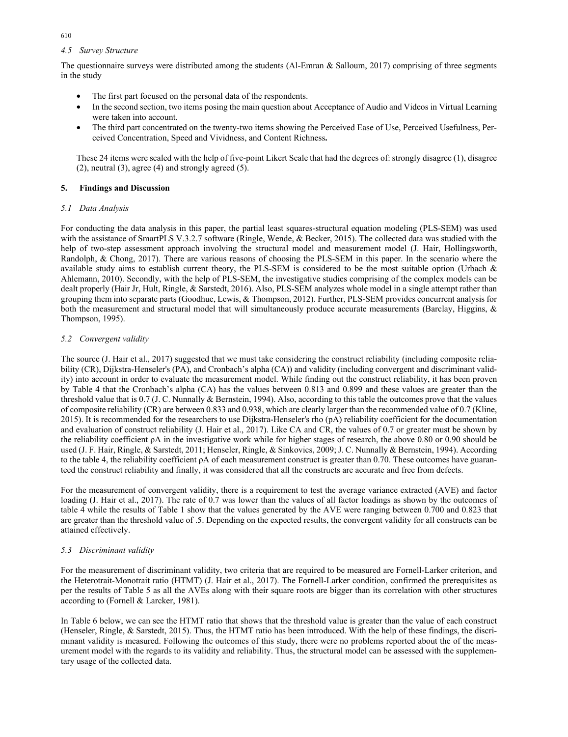### 4.5 Survey Structure

The questionnaire surveys were distributed among the students (Al-Emran & Salloum, 2017) comprising of three segments in the study

- The first part focused on the personal data of the respondents.
- In the second section, two items posing the main question about Acceptance of Audio and Videos in Virtual Learning were taken into account.
- The third part concentrated on the twenty-two items showing the Perceived Ease of Use, Perceived Usefulness, Perceived Concentration, Speed and Vividness, and Content Richness**.**

These 24 items were scaled with the help of five-point Likert Scale that had the degrees of: strongly disagree (1), disagree (2), neutral (3), agree (4) and strongly agreed (5).

## 5. Findings and Discussion

### 5.1 Data Analysis

For conducting the data analysis in this paper, the partial least squares-structural equation modeling (PLS-SEM) was used with the assistance of SmartPLS V.3.2.7 software (Ringle, Wende, & Becker, 2015). The collected data was studied with the help of two-step assessment approach involving the structural model and measurement model (J. Hair, Hollingsworth, Randolph, & Chong, 2017). There are various reasons of choosing the PLS-SEM in this paper. In the scenario where the available study aims to establish current theory, the PLS-SEM is considered to be the most suitable option (Urbach & Ahlemann, 2010). Secondly, with the help of PLS-SEM, the investigative studies comprising of the complex models can be dealt properly (Hair Jr, Hult, Ringle, & Sarstedt, 2016). Also, PLS-SEM analyzes whole model in a single attempt rather than grouping them into separate parts (Goodhue, Lewis, & Thompson, 2012). Further, PLS-SEM provides concurrent analysis for both the measurement and structural model that will simultaneously produce accurate measurements (Barclay, Higgins, & Thompson, 1995).

### 5.2 Convergent validity

The source (J. Hair et al., 2017) suggested that we must take considering the construct reliability (including composite reliability (CR), Dijkstra-Henseler's (PA), and Cronbach's alpha (CA)) and validity (including convergent and discriminant validity) into account in order to evaluate the measurement model. While finding out the construct reliability, it has been proven by Table 4 that the Cronbach's alpha (CA) has the values between 0.813 and 0.899 and these values are greater than the threshold value that is 0.7 (J. C. Nunnally & Bernstein, 1994). Also, according to this table the outcomes prove that the values of composite reliability (CR) are between 0.833 and 0.938, which are clearly larger than the recommended value of 0.7 (Kline, 2015). It is recommended for the researchers to use Dijkstra-Henseler's rho (pA) reliability coefficient for the documentation and evaluation of construct reliability (J. Hair et al., 2017). Like CA and CR, the values of 0.7 or greater must be shown by the reliability coefficient ρA in the investigative work while for higher stages of research, the above 0.80 or 0.90 should be used (J. F. Hair, Ringle, & Sarstedt, 2011; Henseler, Ringle, & Sinkovics, 2009; J. C. Nunnally & Bernstein, 1994). According to the table 4, the reliability coefficient ρA of each measurement construct is greater than 0.70. These outcomes have guaranteed the construct reliability and finally, it was considered that all the constructs are accurate and free from defects.

For the measurement of convergent validity, there is a requirement to test the average variance extracted (AVE) and factor loading (J. Hair et al., 2017). The rate of 0.7 was lower than the values of all factor loadings as shown by the outcomes of table 4 while the results of Table 1 show that the values generated by the AVE were ranging between 0.700 and 0.823 that are greater than the threshold value of .5. Depending on the expected results, the convergent validity for all constructs can be attained effectively.

### 5.3 Discriminant validity

For the measurement of discriminant validity, two criteria that are required to be measured are Fornell-Larker criterion, and the Heterotrait-Monotrait ratio (HTMT) (J. Hair et al., 2017). The Fornell-Larker condition, confirmed the prerequisites as per the results of Table 5 as all the AVEs along with their square roots are bigger than its correlation with other structures according to (Fornell & Larcker, 1981).

In Table 6 below, we can see the HTMT ratio that shows that the threshold value is greater than the value of each construct (Henseler, Ringle, & Sarstedt, 2015). Thus, the HTMT ratio has been introduced. With the help of these findings, the discriminant validity is measured. Following the outcomes of this study, there were no problems reported about the of the measurement model with the regards to its validity and reliability. Thus, the structural model can be assessed with the supplementary usage of the collected data.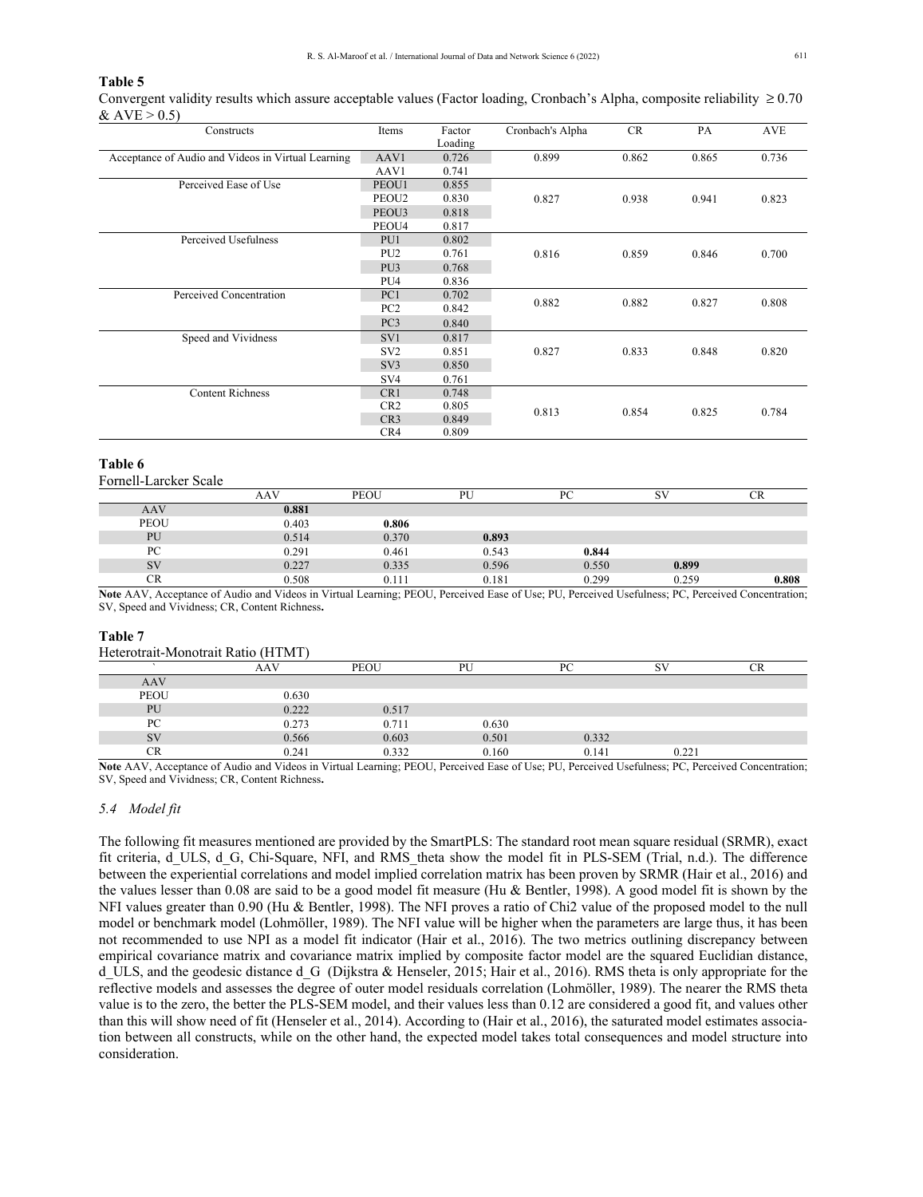**Table 5**

Convergent validity results which assure acceptable values (Factor loading, Cronbach's Alpha, composite reliability ≥ 0.70 & AVE > 0.5)

| Constructs | Items | Factor Loading | Cronbach's Alpha | CR | PA | AVE |
|---|---|---|---|---|---|---|
| Acceptance of Audio and Videos in Virtual Learning | AAV1 | 0.726 | 0.899 | 0.862 | 0.865 | 0.736 |
| | AAV1 | 0.741 | | | | |
| Perceived Ease of Use | PEOU1 | 0.855 | 0.827 | 0.938 | 0.941 | 0.823 |
| | PEOU2 | 0.830 | | | | |
| | PEOU3 | 0.818 | | | | |
| | PEOU4 | 0.817 | | | | |
| Perceived Usefulness | PU1 | 0.802 | 0.816 | 0.859 | 0.846 | 0.700 |
| | PU2 | 0.761 | | | | |
| | PU3 | 0.768 | | | | |
| | PU4 | 0.836 | | | | |
| Perceived Concentration | PC1 | 0.702 | 0.882 | 0.882 | 0.827 | 0.808 |
| | PC2 | 0.842 | | | | |
| | PC3 | 0.840 | | | | |
| Speed and Vividness | SV1 | 0.817 | 0.827 | 0.833 | 0.848 | 0.820 |
| | SV2 | 0.851 | | | | |
| | SV3 | 0.850 | | | | |
| | SV4 | 0.761 | | | | |
| Content Richness | CR1 | 0.748 | 0.813 | 0.854 | 0.825 | 0.784 |
| | CR2 | 0.805 | | | | |
| | CR3 | 0.849 | | | | |
| | CR4 | 0.809 | | | | |

**Table 6**

Fornell-Larcker Scale

| | AAV | PEOU | PU | PC | SV | CR |
|---|---|---|---|---|---|---|
| AAV | **0.881** | | | | | |
| PEOU | 0.403 | **0.806** | | | | |
| PU | 0.514 | 0.370 | **0.893** | | | |
| PC | 0.291 | 0.461 | 0.543 | **0.844** | | |
| SV | 0.227 | 0.335 | 0.596 | 0.550 | **0.899** | |
| CR | 0.508 | 0.111 | 0.181 | 0.299 | 0.259 | **0.808** |

**Note** AAV, Acceptance of Audio and Videos in Virtual Learning; PEOU, Perceived Ease of Use; PU, Perceived Usefulness; PC, Perceived Concentration; SV, Speed and Vividness; CR, Content Richness**.**

**Table 7**

Heterotrait-Monotrait Ratio (HTMT)

| ` | AAV | PEOU | PU | PC | SV | CR |
|---|---|---|---|---|---|---|
| AAV | | | | | | |
| PEOU | 0.630 | | | | | |
| PU | 0.222 | 0.517 | | | | |
| PC | 0.273 | 0.711 | 0.630 | | | |
| SV | 0.566 | 0.603 | 0.501 | 0.332 | | |
| CR | 0.241 | 0.332 | 0.160 | 0.141 | 0.221 | |

**Note** AAV, Acceptance of Audio and Videos in Virtual Learning; PEOU, Perceived Ease of Use; PU, Perceived Usefulness; PC, Perceived Concentration; SV, Speed and Vividness; CR, Content Richness**.**

### *5.4 Model fit*

The following fit measures mentioned are provided by the SmartPLS: The standard root mean square residual (SRMR), exact fit criteria, d_ULS, d_G, Chi-Square, NFI, and RMS_theta show the model fit in PLS-SEM (Trial, n.d.). The difference between the experiential correlations and model implied correlation matrix has been proven by SRMR (Hair et al., 2016) and the values lesser than 0.08 are said to be a good model fit measure (Hu & Bentler, 1998). A good model fit is shown by the NFI values greater than 0.90 (Hu & Bentler, 1998). The NFI proves a ratio of Chi2 value of the proposed model to the null model or benchmark model (Lohmöller, 1989). The NFI value will be higher when the parameters are large thus, it has been not recommended to use NPI as a model fit indicator (Hair et al., 2016). The two metrics outlining discrepancy between empirical covariance matrix and covariance matrix implied by composite factor model are the squared Euclidian distance, d_ULS, and the geodesic distance d_G (Dijkstra & Henseler, 2015; Hair et al., 2016). RMS theta is only appropriate for the reflective models and assesses the degree of outer model residuals correlation (Lohmöller, 1989). The nearer the RMS theta value is to the zero, the better the PLS-SEM model, and their values less than 0.12 are considered a good fit, and values other than this will show need of fit (Henseler et al., 2014). According to (Hair et al., 2016), the saturated model estimates association between all constructs, while on the other hand, the expected model takes total consequences and model structure into consideration.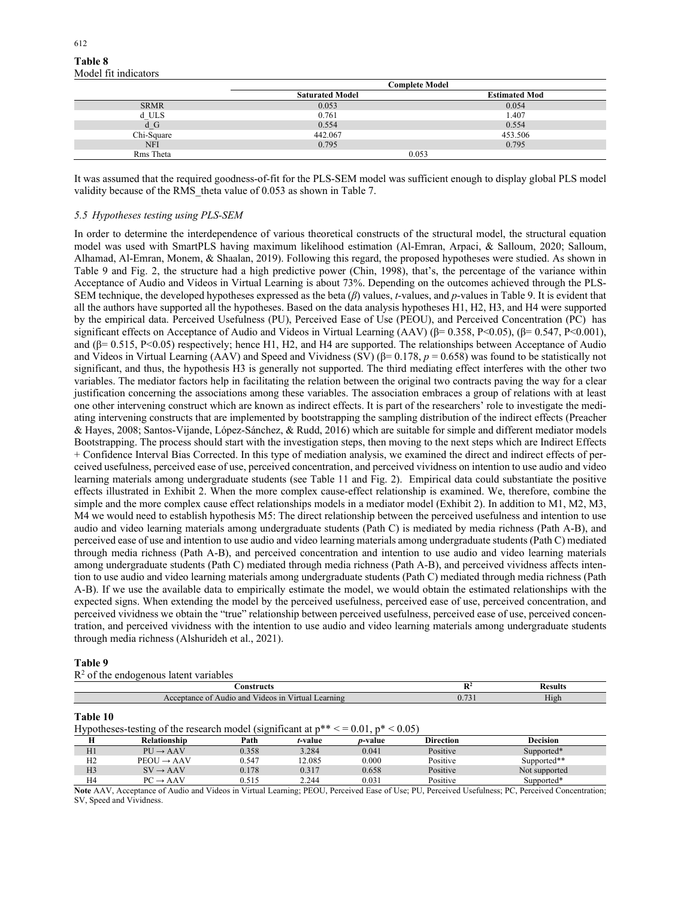**Table 8**
Model fit indicators

| | Complete Model | |
|---|---|---|
| | Saturated Model | Estimated Mod |
| SRMR | 0.053 | 0.054 |
| d_ULS | 0.761 | 1.407 |
| d_G | 0.554 | 0.554 |
| Chi-Square | 442.067 | 453.506 |
| NFI | 0.795 | 0.795 |
| Rms Theta | 0.053 | |

It was assumed that the required goodness-of-fit for the PLS-SEM model was sufficient enough to display global PLS model validity because of the RMS_theta value of 0.053 as shown in Table 7.

### *5.5 Hypotheses testing using PLS-SEM*

In order to determine the interdependence of various theoretical constructs of the structural model, the structural equation model was used with SmartPLS having maximum likelihood estimation (Al-Emran, Arpaci, & Salloum, 2020; Salloum, Alhamad, Al-Emran, Monem, & Shaalan, 2019). Following this regard, the proposed hypotheses were studied. As shown in Table 9 and Fig. 2, the structure had a high predictive power (Chin, 1998), that's, the percentage of the variance within Acceptance of Audio and Videos in Virtual Learning is about 73%. Depending on the outcomes achieved through the PLS-SEM technique, the developed hypotheses expressed as the beta ($\beta$) values, *t*-values, and *p*-values in Table 9. It is evident that all the authors have supported all the hypotheses. Based on the data analysis hypotheses H1, H2, H3, and H4 were supported by the empirical data. Perceived Usefulness (PU), Perceived Ease of Use (PEOU), and Perceived Concentration (PC) has significant effects on Acceptance of Audio and Videos in Virtual Learning (AAV) ($\beta$= 0.358, P<0.05), ($\beta$= 0.547, P<0.001), and ($\beta$= 0.515, P<0.05) respectively; hence H1, H2, and H4 are supported. The relationships between Acceptance of Audio and Videos in Virtual Learning (AAV) and Speed and Vividness (SV) ($\beta$= 0.178, $p$ = 0.658) was found to be statistically not significant, and thus, the hypothesis H3 is generally not supported. The third mediating effect interferes with the other two variables. The mediator factors help in facilitating the relation between the original two contracts paving the way for a clear justification concerning the associations among these variables. The association embraces a group of relations with at least one other intervening construct which are known as indirect effects. It is part of the researchers' role to investigate the mediating intervening constructs that are implemented by bootstrapping the sampling distribution of the indirect effects (Preacher & Hayes, 2008; Santos-Vijande, López-Sánchez, & Rudd, 2016) which are suitable for simple and different mediator models Bootstrapping. The process should start with the investigation steps, then moving to the next steps which are Indirect Effects + Confidence Interval Bias Corrected. In this type of mediation analysis, we examined the direct and indirect effects of perceived usefulness, perceived ease of use, perceived concentration, and perceived vividness on intention to use audio and video learning materials among undergraduate students (see Table 11 and Fig. 2). Empirical data could substantiate the positive effects illustrated in Exhibit 2. When the more complex cause-effect relationship is examined. We, therefore, combine the simple and the more complex cause effect relationships models in a mediator model (Exhibit 2). In addition to M1, M2, M3, M4 we would need to establish hypothesis M5: The direct relationship between the perceived usefulness and intention to use audio and video learning materials among undergraduate students (Path C) is mediated by media richness (Path A-B), and perceived ease of use and intention to use audio and video learning materials among undergraduate students (Path C) mediated through media richness (Path A-B), and perceived concentration and intention to use audio and video learning materials among undergraduate students (Path C) mediated through media richness (Path A-B), and perceived vividness affects intention to use audio and video learning materials among undergraduate students (Path C) mediated through media richness (Path A-B). If we use the available data to empirically estimate the model, we would obtain the estimated relationships with the expected signs. When extending the model by the perceived usefulness, perceived ease of use, perceived concentration, and perceived vividness we obtain the "true" relationship between perceived usefulness, perceived ease of use, perceived concentration, and perceived vividness with the intention to use audio and video learning materials among undergraduate students through media richness (Alshurideh et al., 2021).

**Table 9**
$R^2$ of the endogenous latent variables

| Constructs | $R^2$ | Results |
|---|---|---|
| Acceptance of Audio and Videos in Virtual Learning | 0.731 | High |

**Table 10**
Hypotheses-testing of the research model (significant at $p^{**} <= 0.01$, $p^{*} < 0.05$)

| H | Relationship | Path | *t*-value | *p*-value | Direction | Decision |
|---|---|---|---|---|---|---|
| H1 | PU → AAV | 0.358 | 3.284 | 0.041 | Positive | Supported* |
| H2 | PEOU → AAV | 0.547 | 12.085 | 0.000 | Positive | Supported** |
| H3 | SV → AAV | 0.178 | 0.317 | 0.658 | Positive | Not supported |
| H4 | PC → AAV | 0.515 | 2.244 | 0.031 | Positive | Supported* |

**Note** AAV, Acceptance of Audio and Videos in Virtual Learning; PEOU, Perceived Ease of Use; PU, Perceived Usefulness; PC, Perceived Concentration; SV, Speed and Vividness.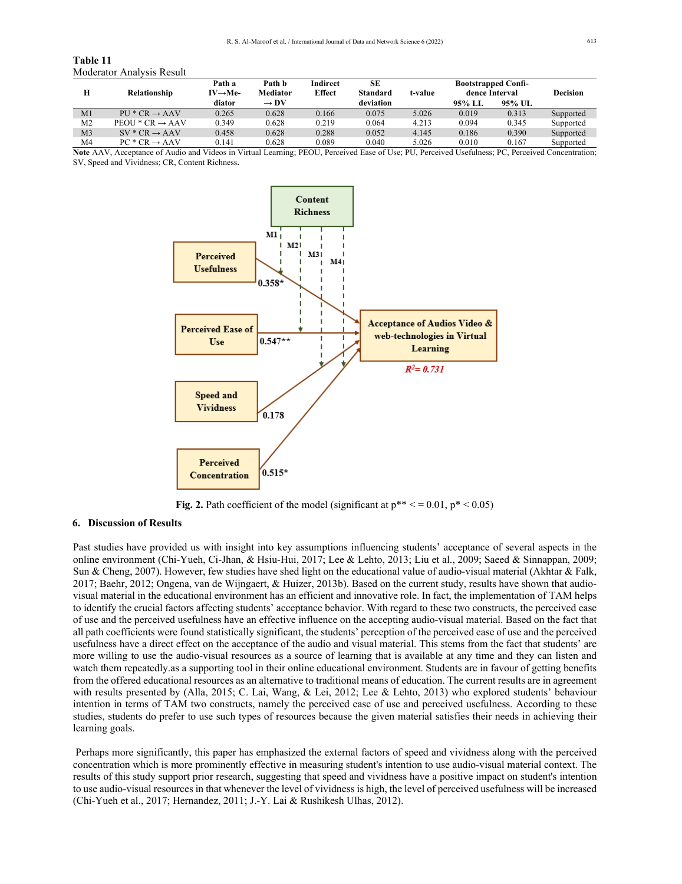**Table 11**

Moderator Analysis Result

| H | Relationship | Path a IV→Mediator | Path b Mediator → DV | Indirect Effect | SE Standard deviation | t-value | Bootstrapped Confidence Interval | | Decision |
|---|---|---|---|---|---|---|---|---|---|
| | | | | | | | 95% LL | 95% UL | |
| M1 | PU * CR → AAV | 0.265 | 0.628 | 0.166 | 0.075 | 5.026 | 0.019 | 0.313 | Supported |
| M2 | PEOU * CR → AAV | 0.349 | 0.628 | 0.219 | 0.064 | 4.213 | 0.094 | 0.345 | Supported |
| M3 | SV * CR → AAV | 0.458 | 0.628 | 0.288 | 0.052 | 4.145 | 0.186 | 0.390 | Supported |
| M4 | PC * CR → AAV | 0.141 | 0.628 | 0.089 | 0.040 | 5.026 | 0.010 | 0.167 | Supported |

**Note** AAV, Acceptance of Audio and Videos in Virtual Learning; PEOU, Perceived Ease of Use; PU, Perceived Usefulness; PC, Perceived Concentration; SV, Speed and Vividness; CR, Content Richness**.**

**Fig. 2.** Path coefficient of the model (significant at p** < = 0.01, p* < 0.05)

## 6. Discussion of Results

Past studies have provided us with insight into key assumptions influencing students' acceptance of several aspects in the online environment (Chi-Yueh, Ci-Jhan, & Hsiu-Hui, 2017; Lee & Lehto, 2013; Liu et al., 2009; Saeed & Sinnappan, 2009; Sun & Cheng, 2007). However, few studies have shed light on the educational value of audio-visual material (Akhtar & Falk, 2017; Baehr, 2012; Ongena, van de Wijngaert, & Huizer, 2013b). Based on the current study, results have shown that audio-visual material in the educational environment has an efficient and innovative role. In fact, the implementation of TAM helps to identify the crucial factors affecting students' acceptance behavior. With regard to these two constructs, the perceived ease of use and the perceived usefulness have an effective influence on the accepting audio-visual material. Based on the fact that all path coefficients were found statistically significant, the students' perception of the perceived ease of use and the perceived usefulness have a direct effect on the acceptance of the audio and visual material. This stems from the fact that students' are more willing to use the audio-visual resources as a source of learning that is available at any time and they can listen and watch them repeatedly.as a supporting tool in their online educational environment. Students are in favour of getting benefits from the offered educational resources as an alternative to traditional means of education. The current results are in agreement with results presented by (Alla, 2015; C. Lai, Wang, & Lei, 2012; Lee & Lehto, 2013) who explored students' behaviour intention in terms of TAM two constructs, namely the perceived ease of use and perceived usefulness. According to these studies, students do prefer to use such types of resources because the given material satisfies their needs in achieving their learning goals.

Perhaps more significantly, this paper has emphasized the external factors of speed and vividness along with the perceived concentration which is more prominently effective in measuring student's intention to use audio-visual material context. The results of this study support prior research, suggesting that speed and vividness have a positive impact on student's intention to use audio-visual resources in that whenever the level of vividness is high, the level of perceived usefulness will be increased (Chi-Yueh et al., 2017; Hernandez, 2011; J.-Y. Lai & Rushikesh Ulhas, 2012).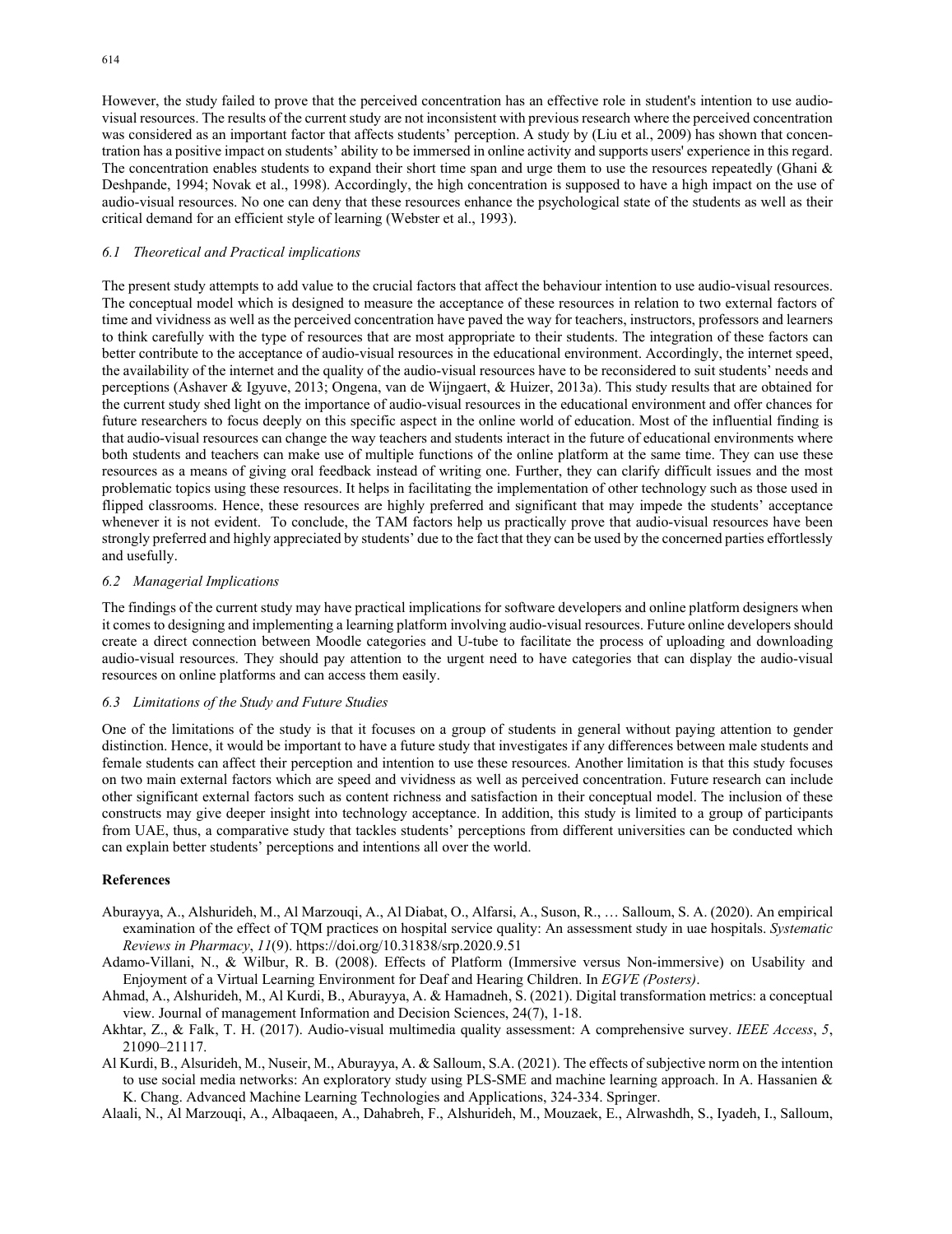However, the study failed to prove that the perceived concentration has an effective role in student's intention to use audio-visual resources. The results of the current study are not inconsistent with previous research where the perceived concentration was considered as an important factor that affects students' perception. A study by (Liu et al., 2009) has shown that concentration has a positive impact on students' ability to be immersed in online activity and supports users' experience in this regard. The concentration enables students to expand their short time span and urge them to use the resources repeatedly (Ghani & Deshpande, 1994; Novak et al., 1998). Accordingly, the high concentration is supposed to have a high impact on the use of audio-visual resources. No one can deny that these resources enhance the psychological state of the students as well as their critical demand for an efficient style of learning (Webster et al., 1993).

### *6.1 Theoretical and Practical implications*

The present study attempts to add value to the crucial factors that affect the behaviour intention to use audio-visual resources. The conceptual model which is designed to measure the acceptance of these resources in relation to two external factors of time and vividness as well as the perceived concentration have paved the way for teachers, instructors, professors and learners to think carefully with the type of resources that are most appropriate to their students. The integration of these factors can better contribute to the acceptance of audio-visual resources in the educational environment. Accordingly, the internet speed, the availability of the internet and the quality of the audio-visual resources have to be reconsidered to suit students' needs and perceptions (Ashaver & Igyuve, 2013; Ongena, van de Wijngaert, & Huizer, 2013a). This study results that are obtained for the current study shed light on the importance of audio-visual resources in the educational environment and offer chances for future researchers to focus deeply on this specific aspect in the online world of education. Most of the influential finding is that audio-visual resources can change the way teachers and students interact in the future of educational environments where both students and teachers can make use of multiple functions of the online platform at the same time. They can use these resources as a means of giving oral feedback instead of writing one. Further, they can clarify difficult issues and the most problematic topics using these resources. It helps in facilitating the implementation of other technology such as those used in flipped classrooms. Hence, these resources are highly preferred and significant that may impede the students' acceptance whenever it is not evident. To conclude, the TAM factors help us practically prove that audio-visual resources have been strongly preferred and highly appreciated by students' due to the fact that they can be used by the concerned parties effortlessly and usefully.

### *6.2 Managerial Implications*

The findings of the current study may have practical implications for software developers and online platform designers when it comes to designing and implementing a learning platform involving audio-visual resources. Future online developers should create a direct connection between Moodle categories and U-tube to facilitate the process of uploading and downloading audio-visual resources. They should pay attention to the urgent need to have categories that can display the audio-visual resources on online platforms and can access them easily.

### *6.3 Limitations of the Study and Future Studies*

One of the limitations of the study is that it focuses on a group of students in general without paying attention to gender distinction. Hence, it would be important to have a future study that investigates if any differences between male students and female students can affect their perception and intention to use these resources. Another limitation is that this study focuses on two main external factors which are speed and vividness as well as perceived concentration. Future research can include other significant external factors such as content richness and satisfaction in their conceptual model. The inclusion of these constructs may give deeper insight into technology acceptance. In addition, this study is limited to a group of participants from UAE, thus, a comparative study that tackles students' perceptions from different universities can be conducted which can explain better students' perceptions and intentions all over the world.

## References

Aburayya, A., Alshurideh, M., Al Marzouqi, A., Al Diabat, O., Alfarsi, A., Suson, R., … Salloum, S. A. (2020). An empirical examination of the effect of TQM practices on hospital service quality: An assessment study in uae hospitals. *Systematic Reviews in Pharmacy*, *11*(9). https://doi.org/10.31838/srp.2020.9.51

Adamo-Villani, N., & Wilbur, R. B. (2008). Effects of Platform (Immersive versus Non-immersive) on Usability and Enjoyment of a Virtual Learning Environment for Deaf and Hearing Children. In *EGVE (Posters)*.

Ahmad, A., Alshurideh, M., Al Kurdi, B., Aburayya, A. & Hamadneh, S. (2021). Digital transformation metrics: a conceptual view. Journal of management Information and Decision Sciences, 24(7), 1-18.

Akhtar, Z., & Falk, T. H. (2017). Audio-visual multimedia quality assessment: A comprehensive survey. *IEEE Access*, *5*, 21090–21117.

Al Kurdi, B., Alsurideh, M., Nuseir, M., Aburayya, A. & Salloum, S.A. (2021). The effects of subjective norm on the intention to use social media networks: An exploratory study using PLS-SME and machine learning approach. In A. Hassanien & K. Chang. Advanced Machine Learning Technologies and Applications, 324-334. Springer.

Alaali, N., Al Marzouqi, A., Albaqaeen, A., Dahabreh, F., Alshurideh, M., Mouzaek, E., Alrwashdh, S., Iyadeh, I., Salloum,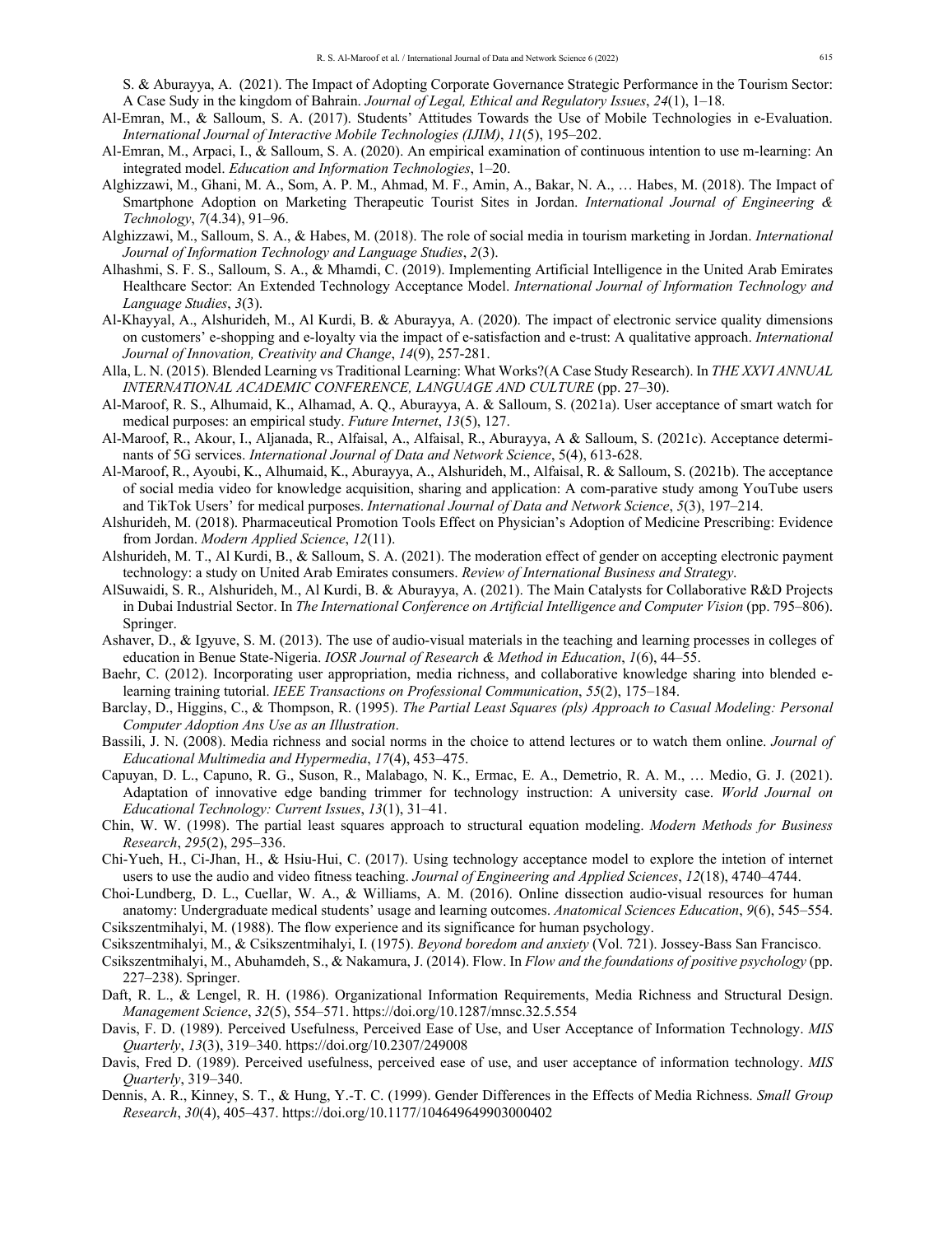S. & Aburayya, A. (2021). The Impact of Adopting Corporate Governance Strategic Performance in the Tourism Sector: A Case Sudy in the kingdom of Bahrain. *Journal of Legal, Ethical and Regulatory Issues*, *24*(1), 1–18.

Al-Emran, M., & Salloum, S. A. (2017). Students' Attitudes Towards the Use of Mobile Technologies in e-Evaluation. *International Journal of Interactive Mobile Technologies (IJIM)*, *11*(5), 195–202.

Al-Emran, M., Arpaci, I., & Salloum, S. A. (2020). An empirical examination of continuous intention to use m-learning: An integrated model. *Education and Information Technologies*, 1–20.

Alghizzawi, M., Ghani, M. A., Som, A. P. M., Ahmad, M. F., Amin, A., Bakar, N. A., … Habes, M. (2018). The Impact of Smartphone Adoption on Marketing Therapeutic Tourist Sites in Jordan. *International Journal of Engineering & Technology*, *7*(4.34), 91–96.

Alghizzawi, M., Salloum, S. A., & Habes, M. (2018). The role of social media in tourism marketing in Jordan. *International Journal of Information Technology and Language Studies*, *2*(3).

Alhashmi, S. F. S., Salloum, S. A., & Mhamdi, C. (2019). Implementing Artificial Intelligence in the United Arab Emirates Healthcare Sector: An Extended Technology Acceptance Model. *International Journal of Information Technology and Language Studies*, *3*(3).

Al-Khayyal, A., Alshurideh, M., Al Kurdi, B. & Aburayya, A. (2020). The impact of electronic service quality dimensions on customers' e-shopping and e-loyalty via the impact of e-satisfaction and e-trust: A qualitative approach. *International Journal of Innovation, Creativity and Change*, *14*(9), 257-281.

Alla, L. N. (2015). Blended Learning vs Traditional Learning: What Works?(A Case Study Research). In *THE XXVI ANNUAL INTERNATIONAL ACADEMIC CONFERENCE, LANGUAGE AND CULTURE* (pp. 27–30).

Al-Maroof, R. S., Alhumaid, K., Alhamad, A. Q., Aburayya, A. & Salloum, S. (2021a). User acceptance of smart watch for medical purposes: an empirical study. *Future Internet*, *13*(5), 127.

Al-Maroof, R., Akour, I., Aljanada, R., Alfaisal, A., Alfaisal, R., Aburayya, A & Salloum, S. (2021c). Acceptance determinants of 5G services. *International Journal of Data and Network Science*, 5(4), 613-628.

Al-Maroof, R., Ayoubi, K., Alhumaid, K., Aburayya, A., Alshurideh, M., Alfaisal, R. & Salloum, S. (2021b). The acceptance of social media video for knowledge acquisition, sharing and application: A com-parative study among YouTube users and TikTok Users' for medical purposes. *International Journal of Data and Network Science*, *5*(3), 197–214.

Alshurideh, M. (2018). Pharmaceutical Promotion Tools Effect on Physician's Adoption of Medicine Prescribing: Evidence from Jordan. *Modern Applied Science*, *12*(11).

Alshurideh, M. T., Al Kurdi, B., & Salloum, S. A. (2021). The moderation effect of gender on accepting electronic payment technology: a study on United Arab Emirates consumers. *Review of International Business and Strategy*.

AlSuwaidi, S. R., Alshurideh, M., Al Kurdi, B. & Aburayya, A. (2021). The Main Catalysts for Collaborative R&D Projects in Dubai Industrial Sector. In *The International Conference on Artificial Intelligence and Computer Vision* (pp. 795–806). Springer.

Ashaver, D., & Igyuve, S. M. (2013). The use of audio-visual materials in the teaching and learning processes in colleges of education in Benue State-Nigeria. *IOSR Journal of Research & Method in Education*, *1*(6), 44–55.

Baehr, C. (2012). Incorporating user appropriation, media richness, and collaborative knowledge sharing into blended e-learning training tutorial. *IEEE Transactions on Professional Communication*, *55*(2), 175–184.

Barclay, D., Higgins, C., & Thompson, R. (1995). *The Partial Least Squares (pls) Approach to Casual Modeling: Personal Computer Adoption Ans Use as an Illustration*.

Bassili, J. N. (2008). Media richness and social norms in the choice to attend lectures or to watch them online. *Journal of Educational Multimedia and Hypermedia*, *17*(4), 453–475.

Capuyan, D. L., Capuno, R. G., Suson, R., Malabago, N. K., Ermac, E. A., Demetrio, R. A. M., … Medio, G. J. (2021). Adaptation of innovative edge banding trimmer for technology instruction: A university case. *World Journal on Educational Technology: Current Issues*, *13*(1), 31–41.

Chin, W. W. (1998). The partial least squares approach to structural equation modeling. *Modern Methods for Business Research*, *295*(2), 295–336.

Chi-Yueh, H., Ci-Jhan, H., & Hsiu-Hui, C. (2017). Using technology acceptance model to explore the intetion of internet users to use the audio and video fitness teaching. *Journal of Engineering and Applied Sciences*, *12*(18), 4740–4744.

Choi‐Lundberg, D. L., Cuellar, W. A., & Williams, A. M. (2016). Online dissection audio‐visual resources for human anatomy: Undergraduate medical students' usage and learning outcomes. *Anatomical Sciences Education*, *9*(6), 545–554.

Csikszentmihalyi, M. (1988). The flow experience and its significance for human psychology.

Csikszentmihalyi, M., & Csikszentmihalyi, I. (1975). *Beyond boredom and anxiety* (Vol. 721). Jossey-Bass San Francisco.

Csikszentmihalyi, M., Abuhamdeh, S., & Nakamura, J. (2014). Flow. In *Flow and the foundations of positive psychology* (pp. 227–238). Springer.

Daft, R. L., & Lengel, R. H. (1986). Organizational Information Requirements, Media Richness and Structural Design. *Management Science*, *32*(5), 554–571. https://doi.org/10.1287/mnsc.32.5.554

Davis, F. D. (1989). Perceived Usefulness, Perceived Ease of Use, and User Acceptance of Information Technology. *MIS Quarterly*, *13*(3), 319–340. https://doi.org/10.2307/249008

Davis, Fred D. (1989). Perceived usefulness, perceived ease of use, and user acceptance of information technology. *MIS Quarterly*, 319–340.

Dennis, A. R., Kinney, S. T., & Hung, Y.-T. C. (1999). Gender Differences in the Effects of Media Richness. *Small Group Research*, *30*(4), 405–437. https://doi.org/10.1177/104649649903000402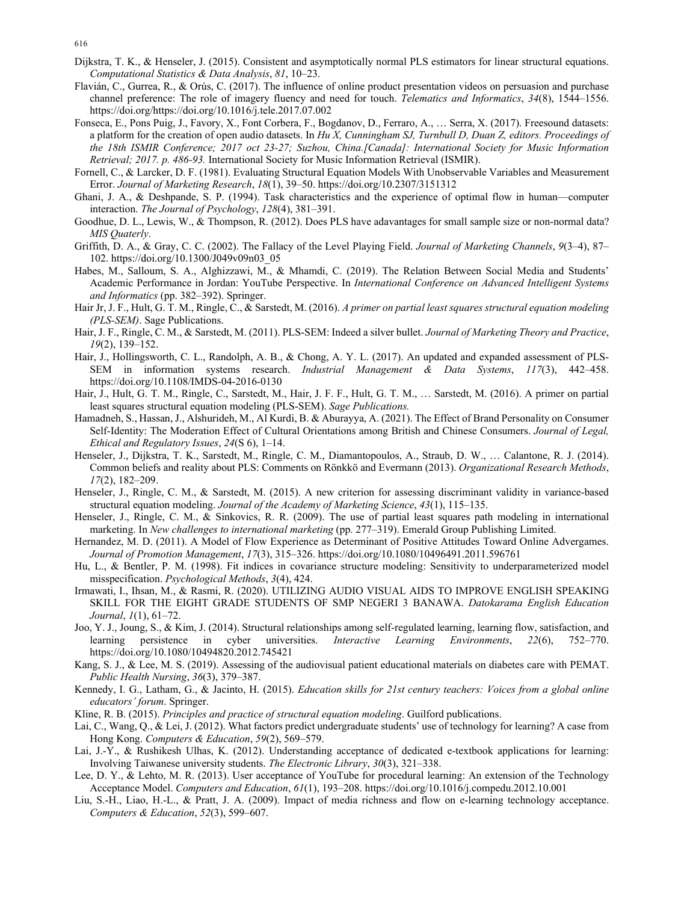Dijkstra, T. K., & Henseler, J. (2015). Consistent and asymptotically normal PLS estimators for linear structural equations. *Computational Statistics & Data Analysis*, *81*, 10–23.

Flavián, C., Gurrea, R., & Orús, C. (2017). The influence of online product presentation videos on persuasion and purchase channel preference: The role of imagery fluency and need for touch. *Telematics and Informatics*, *34*(8), 1544–1556. https://doi.org/https://doi.org/10.1016/j.tele.2017.07.002

Fonseca, E., Pons Puig, J., Favory, X., Font Corbera, F., Bogdanov, D., Ferraro, A., … Serra, X. (2017). Freesound datasets: a platform for the creation of open audio datasets. In *Hu X, Cunningham SJ, Turnbull D, Duan Z, editors. Proceedings of the 18th ISMIR Conference; 2017 oct 23-27; Suzhou, China.[Canada]: International Society for Music Information Retrieval; 2017. p. 486-93.* International Society for Music Information Retrieval (ISMIR).

Fornell, C., & Larcker, D. F. (1981). Evaluating Structural Equation Models With Unobservable Variables and Measurement Error. *Journal of Marketing Research*, *18*(1), 39–50. https://doi.org/10.2307/3151312

Ghani, J. A., & Deshpande, S. P. (1994). Task characteristics and the experience of optimal flow in human—computer interaction. *The Journal of Psychology*, *128*(4), 381–391.

Goodhue, D. L., Lewis, W., & Thompson, R. (2012). Does PLS have adavantages for small sample size or non-normal data? *MIS Quaterly*.

Griffith, D. A., & Gray, C. C. (2002). The Fallacy of the Level Playing Field. *Journal of Marketing Channels*, *9*(3–4), 87–102. https://doi.org/10.1300/J049v09n03_05

Habes, M., Salloum, S. A., Alghizzawi, M., & Mhamdi, C. (2019). The Relation Between Social Media and Students' Academic Performance in Jordan: YouTube Perspective. In *International Conference on Advanced Intelligent Systems and Informatics* (pp. 382–392). Springer.

Hair Jr, J. F., Hult, G. T. M., Ringle, C., & Sarstedt, M. (2016). *A primer on partial least squares structural equation modeling (PLS-SEM)*. Sage Publications.

Hair, J. F., Ringle, C. M., & Sarstedt, M. (2011). PLS-SEM: Indeed a silver bullet. *Journal of Marketing Theory and Practice*, *19*(2), 139–152.

Hair, J., Hollingsworth, C. L., Randolph, A. B., & Chong, A. Y. L. (2017). An updated and expanded assessment of PLS-SEM in information systems research. *Industrial Management & Data Systems*, *117*(3), 442–458. https://doi.org/10.1108/IMDS-04-2016-0130

Hair, J., Hult, G. T. M., Ringle, C., Sarstedt, M., Hair, J. F. F., Hult, G. T. M., … Sarstedt, M. (2016). A primer on partial least squares structural equation modeling (PLS-SEM). *Sage Publications.*

Hamadneh, S., Hassan, J., Alshurideh, M., Al Kurdi, B. & Aburayya, A. (2021). The Effect of Brand Personality on Consumer Self-Identity: The Moderation Effect of Cultural Orientations among British and Chinese Consumers. *Journal of Legal, Ethical and Regulatory Issues*, *24*(S 6), 1–14.

Henseler, J., Dijkstra, T. K., Sarstedt, M., Ringle, C. M., Diamantopoulos, A., Straub, D. W., … Calantone, R. J. (2014). Common beliefs and reality about PLS: Comments on Rönkkö and Evermann (2013). *Organizational Research Methods*, *17*(2), 182–209.

Henseler, J., Ringle, C. M., & Sarstedt, M. (2015). A new criterion for assessing discriminant validity in variance-based structural equation modeling. *Journal of the Academy of Marketing Science*, *43*(1), 115–135.

Henseler, J., Ringle, C. M., & Sinkovics, R. R. (2009). The use of partial least squares path modeling in international marketing. In *New challenges to international marketing* (pp. 277–319). Emerald Group Publishing Limited.

Hernandez, M. D. (2011). A Model of Flow Experience as Determinant of Positive Attitudes Toward Online Advergames. *Journal of Promotion Management*, *17*(3), 315–326. https://doi.org/10.1080/10496491.2011.596761

Hu, L., & Bentler, P. M. (1998). Fit indices in covariance structure modeling: Sensitivity to underparameterized model misspecification. *Psychological Methods*, *3*(4), 424.

Irmawati, I., Ihsan, M., & Rasmi, R. (2020). UTILIZING AUDIO VISUAL AIDS TO IMPROVE ENGLISH SPEAKING SKILL FOR THE EIGHT GRADE STUDENTS OF SMP NEGERI 3 BANAWA. *Datokarama English Education Journal*, *1*(1), 61–72.

Joo, Y. J., Joung, S., & Kim, J. (2014). Structural relationships among self-regulated learning, learning flow, satisfaction, and learning persistence in cyber universities. *Interactive Learning Environments*, *22*(6), 752–770. https://doi.org/10.1080/10494820.2012.745421

Kang, S. J., & Lee, M. S. (2019). Assessing of the audiovisual patient educational materials on diabetes care with PEMAT. *Public Health Nursing*, *36*(3), 379–387.

Kennedy, I. G., Latham, G., & Jacinto, H. (2015). *Education skills for 21st century teachers: Voices from a global online educators' forum*. Springer.

Kline, R. B. (2015). *Principles and practice of structural equation modeling*. Guilford publications.

Lai, C., Wang, Q., & Lei, J. (2012). What factors predict undergraduate students' use of technology for learning? A case from Hong Kong. *Computers & Education*, *59*(2), 569–579.

Lai, J.-Y., & Rushikesh Ulhas, K. (2012). Understanding acceptance of dedicated e-textbook applications for learning: Involving Taiwanese university students. *The Electronic Library*, *30*(3), 321–338.

Lee, D. Y., & Lehto, M. R. (2013). User acceptance of YouTube for procedural learning: An extension of the Technology Acceptance Model. *Computers and Education*, *61*(1), 193–208. https://doi.org/10.1016/j.compedu.2012.10.001

Liu, S.-H., Liao, H.-L., & Pratt, J. A. (2009). Impact of media richness and flow on e-learning technology acceptance. *Computers & Education*, *52*(3), 599–607.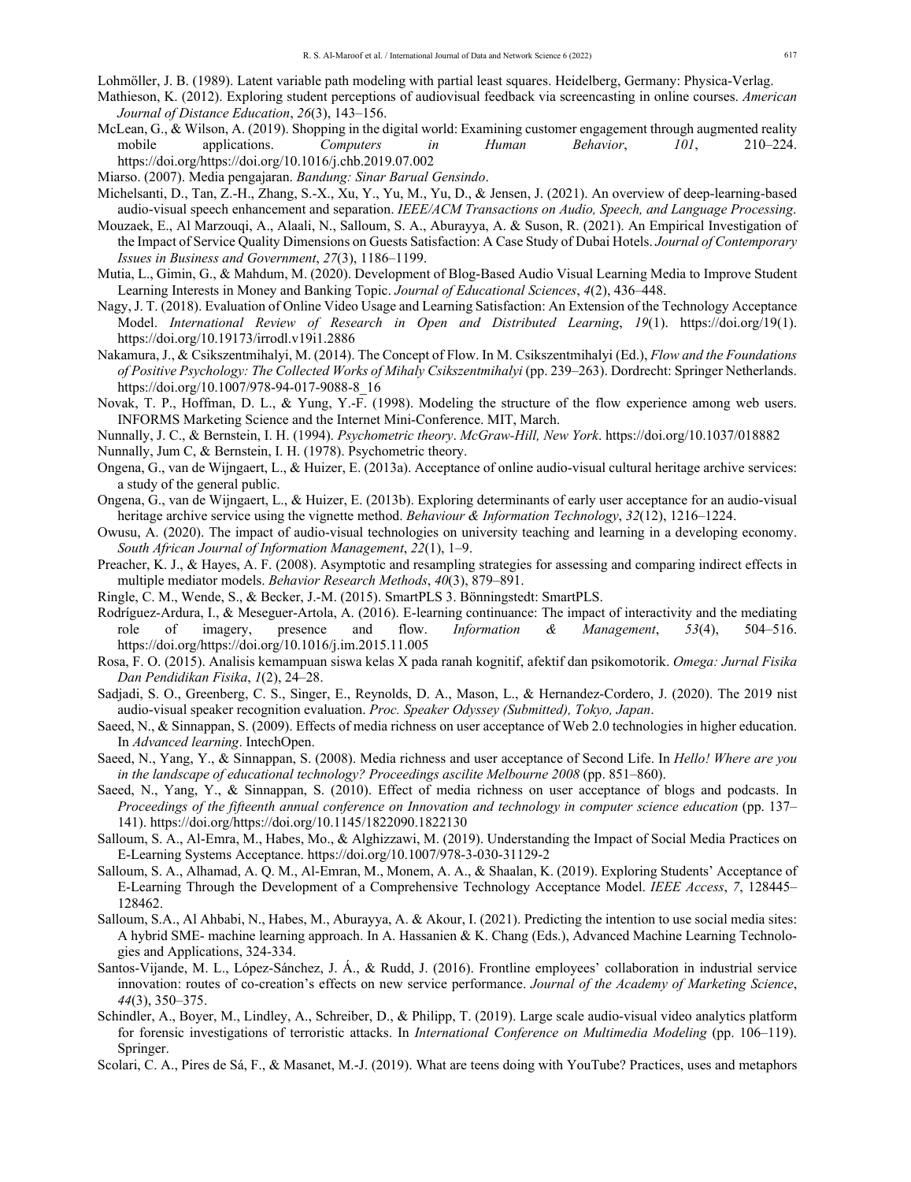Lohmöller, J. B. (1989). Latent variable path modeling with partial least squares. Heidelberg, Germany: Physica-Verlag.

Mathieson, K. (2012). Exploring student perceptions of audiovisual feedback via screencasting in online courses. *American Journal of Distance Education*, *26*(3), 143–156.

McLean, G., & Wilson, A. (2019). Shopping in the digital world: Examining customer engagement through augmented reality mobile applications. *Computers in Human Behavior*, *101*, 210–224. https://doi.org/https://doi.org/10.1016/j.chb.2019.07.002

Miarso. (2007). Media pengajaran. *Bandung: Sinar Barual Gensindo*.

Michelsanti, D., Tan, Z.-H., Zhang, S.-X., Xu, Y., Yu, M., Yu, D., & Jensen, J. (2021). An overview of deep-learning-based audio-visual speech enhancement and separation. *IEEE/ACM Transactions on Audio, Speech, and Language Processing*.

Mouzaek, E., Al Marzouqi, A., Alaali, N., Salloum, S. A., Aburayya, A. & Suson, R. (2021). An Empirical Investigation of the Impact of Service Quality Dimensions on Guests Satisfaction: A Case Study of Dubai Hotels. *Journal of Contemporary Issues in Business and Government*, *27*(3), 1186–1199.

Mutia, L., Gimin, G., & Mahdum, M. (2020). Development of Blog-Based Audio Visual Learning Media to Improve Student Learning Interests in Money and Banking Topic. *Journal of Educational Sciences*, *4*(2), 436–448.

Nagy, J. T. (2018). Evaluation of Online Video Usage and Learning Satisfaction: An Extension of the Technology Acceptance Model. *International Review of Research in Open and Distributed Learning*, *19*(1). https://doi.org/19(1). https://doi.org/10.19173/irrodl.v19i1.2886

Nakamura, J., & Csikszentmihalyi, M. (2014). The Concept of Flow. In M. Csikszentmihalyi (Ed.), *Flow and the Foundations of Positive Psychology: The Collected Works of Mihaly Csikszentmihalyi* (pp. 239–263). Dordrecht: Springer Netherlands. https://doi.org/10.1007/978-94-017-9088-8_16

Novak, T. P., Hoffman, D. L., & Yung, Y.-F. (1998). Modeling the structure of the flow experience among web users. INFORMS Marketing Science and the Internet Mini-Conference. MIT, March.

Nunnally, J. C., & Bernstein, I. H. (1994). *Psychometric theory*. *McGraw-Hill, New York*. https://doi.org/10.1037/018882

Nunnally, Jum C, & Bernstein, I. H. (1978). Psychometric theory.

Ongena, G., van de Wijngaert, L., & Huizer, E. (2013a). Acceptance of online audio-visual cultural heritage archive services: a study of the general public.

Ongena, G., van de Wijngaert, L., & Huizer, E. (2013b). Exploring determinants of early user acceptance for an audio-visual heritage archive service using the vignette method. *Behaviour & Information Technology*, *32*(12), 1216–1224.

Owusu, A. (2020). The impact of audio-visual technologies on university teaching and learning in a developing economy. *South African Journal of Information Management*, *22*(1), 1–9.

Preacher, K. J., & Hayes, A. F. (2008). Asymptotic and resampling strategies for assessing and comparing indirect effects in multiple mediator models. *Behavior Research Methods*, *40*(3), 879–891.

Ringle, C. M., Wende, S., & Becker, J.-M. (2015). SmartPLS 3. Bönningstedt: SmartPLS.

Rodríguez-Ardura, I., & Meseguer-Artola, A. (2016). E-learning continuance: The impact of interactivity and the mediating role of imagery, presence and flow. *Information & Management*, *53*(4), 504–516. https://doi.org/https://doi.org/10.1016/j.im.2015.11.005

Rosa, F. O. (2015). Analisis kemampuan siswa kelas X pada ranah kognitif, afektif dan psikomotorik. *Omega: Jurnal Fisika Dan Pendidikan Fisika*, *1*(2), 24–28.

Sadjadi, S. O., Greenberg, C. S., Singer, E., Reynolds, D. A., Mason, L., & Hernandez-Cordero, J. (2020). The 2019 nist audio-visual speaker recognition evaluation. *Proc. Speaker Odyssey (Submitted), Tokyo, Japan*.

Saeed, N., & Sinnappan, S. (2009). Effects of media richness on user acceptance of Web 2.0 technologies in higher education. In *Advanced learning*. IntechOpen.

Saeed, N., Yang, Y., & Sinnappan, S. (2008). Media richness and user acceptance of Second Life. In *Hello! Where are you in the landscape of educational technology? Proceedings ascilite Melbourne 2008* (pp. 851–860).

Saeed, N., Yang, Y., & Sinnappan, S. (2010). Effect of media richness on user acceptance of blogs and podcasts. In *Proceedings of the fifteenth annual conference on Innovation and technology in computer science education* (pp. 137–141). https://doi.org/https://doi.org/10.1145/1822090.1822130

Salloum, S. A., Al-Emra, M., Habes, Mo., & Alghizzawi, M. (2019). Understanding the Impact of Social Media Practices on E-Learning Systems Acceptance. https://doi.org/10.1007/978-3-030-31129-2

Salloum, S. A., Alhamad, A. Q. M., Al-Emran, M., Monem, A. A., & Shaalan, K. (2019). Exploring Students' Acceptance of E-Learning Through the Development of a Comprehensive Technology Acceptance Model. *IEEE Access*, *7*, 128445–128462.

Salloum, S.A., Al Ahbabi, N., Habes, M., Aburayya, A. & Akour, I. (2021). Predicting the intention to use social media sites: A hybrid SME- machine learning approach. In A. Hassanien & K. Chang (Eds.), Advanced Machine Learning Technologies and Applications, 324-334.

Santos-Vijande, M. L., López-Sánchez, J. Á., & Rudd, J. (2016). Frontline employees' collaboration in industrial service innovation: routes of co-creation's effects on new service performance. *Journal of the Academy of Marketing Science*, *44*(3), 350–375.

Schindler, A., Boyer, M., Lindley, A., Schreiber, D., & Philipp, T. (2019). Large scale audio-visual video analytics platform for forensic investigations of terroristic attacks. In *International Conference on Multimedia Modeling* (pp. 106–119). Springer.

Scolari, C. A., Pires de Sá, F., & Masanet, M.-J. (2019). What are teens doing with YouTube? Practices, uses and metaphors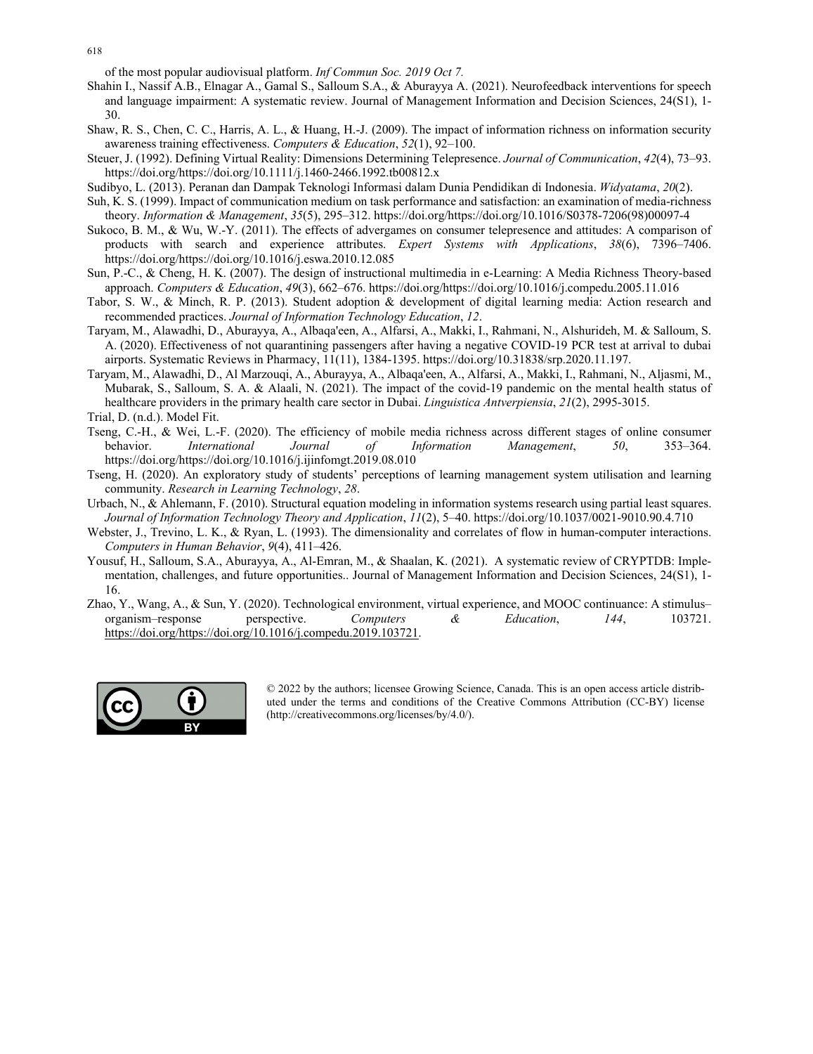of the most popular audiovisual platform. *Inf Commun Soc. 2019 Oct 7.*

Shahin I., Nassif A.B., Elnagar A., Gamal S., Salloum S.A., & Aburayya A. (2021). Neurofeedback interventions for speech and language impairment: A systematic review. Journal of Management Information and Decision Sciences, 24(S1), 1-30.

Shaw, R. S., Chen, C. C., Harris, A. L., & Huang, H.-J. (2009). The impact of information richness on information security awareness training effectiveness. *Computers & Education*, *52*(1), 92–100.

Steuer, J. (1992). Defining Virtual Reality: Dimensions Determining Telepresence. *Journal of Communication*, *42*(4), 73–93. https://doi.org/https://doi.org/10.1111/j.1460-2466.1992.tb00812.x

Sudibyo, L. (2013). Peranan dan Dampak Teknologi Informasi dalam Dunia Pendidikan di Indonesia. *Widyatama*, *20*(2).

Suh, K. S. (1999). Impact of communication medium on task performance and satisfaction: an examination of media-richness theory. *Information & Management*, *35*(5), 295–312. https://doi.org/https://doi.org/10.1016/S0378-7206(98)00097-4

Sukoco, B. M., & Wu, W.-Y. (2011). The effects of advergames on consumer telepresence and attitudes: A comparison of products with search and experience attributes. *Expert Systems with Applications*, *38*(6), 7396–7406. https://doi.org/https://doi.org/10.1016/j.eswa.2010.12.085

Sun, P.-C., & Cheng, H. K. (2007). The design of instructional multimedia in e-Learning: A Media Richness Theory-based approach. *Computers & Education*, *49*(3), 662–676. https://doi.org/https://doi.org/10.1016/j.compedu.2005.11.016

Tabor, S. W., & Minch, R. P. (2013). Student adoption & development of digital learning media: Action research and recommended practices. *Journal of Information Technology Education*, *12*.

Taryam, M., Alawadhi, D., Aburayya, A., Albaqa'een, A., Alfarsi, A., Makki, I., Rahmani, N., Alshurideh, M. & Salloum, S. A. (2020). Effectiveness of not quarantining passengers after having a negative COVID-19 PCR test at arrival to dubai airports. Systematic Reviews in Pharmacy, 11(11), 1384-1395. https://doi.org/10.31838/srp.2020.11.197.

Taryam, M., Alawadhi, D., Al Marzouqi, A., Aburayya, A., Albaqa'een, A., Alfarsi, A., Makki, I., Rahmani, N., Aljasmi, M., Mubarak, S., Salloum, S. A. & Alaali, N. (2021). The impact of the covid-19 pandemic on the mental health status of healthcare providers in the primary health care sector in Dubai. *Linguistica Antverpiensia*, *21*(2), 2995-3015.

Trial, D. (n.d.). Model Fit.

Tseng, C.-H., & Wei, L.-F. (2020). The efficiency of mobile media richness across different stages of online consumer behavior. *International Journal of Information Management*, *50*, 353–364. https://doi.org/https://doi.org/10.1016/j.ijinfomgt.2019.08.010

Tseng, H. (2020). An exploratory study of students' perceptions of learning management system utilisation and learning community. *Research in Learning Technology*, *28*.

Urbach, N., & Ahlemann, F. (2010). Structural equation modeling in information systems research using partial least squares. *Journal of Information Technology Theory and Application*, *11*(2), 5–40. https://doi.org/10.1037/0021-9010.90.4.710

Webster, J., Trevino, L. K., & Ryan, L. (1993). The dimensionality and correlates of flow in human-computer interactions. *Computers in Human Behavior*, *9*(4), 411–426.

Yousuf, H., Salloum, S.A., Aburayya, A., Al-Emran, M., & Shaalan, K. (2021). A systematic review of CRYPTDB: Implementation, challenges, and future opportunities.. Journal of Management Information and Decision Sciences, 24(S1), 1-16.

Zhao, Y., Wang, A., & Sun, Y. (2020). Technological environment, virtual experience, and MOOC continuance: A stimulus–organism–response perspective. *Computers & Education*, *144*, 103721. https://doi.org/https://doi.org/10.1016/j.compedu.2019.103721.

© 2022 by the authors; licensee Growing Science, Canada. This is an open access article distributed under the terms and conditions of the Creative Commons Attribution (CC-BY) license (http://creativecommons.org/licenses/by/4.0/).